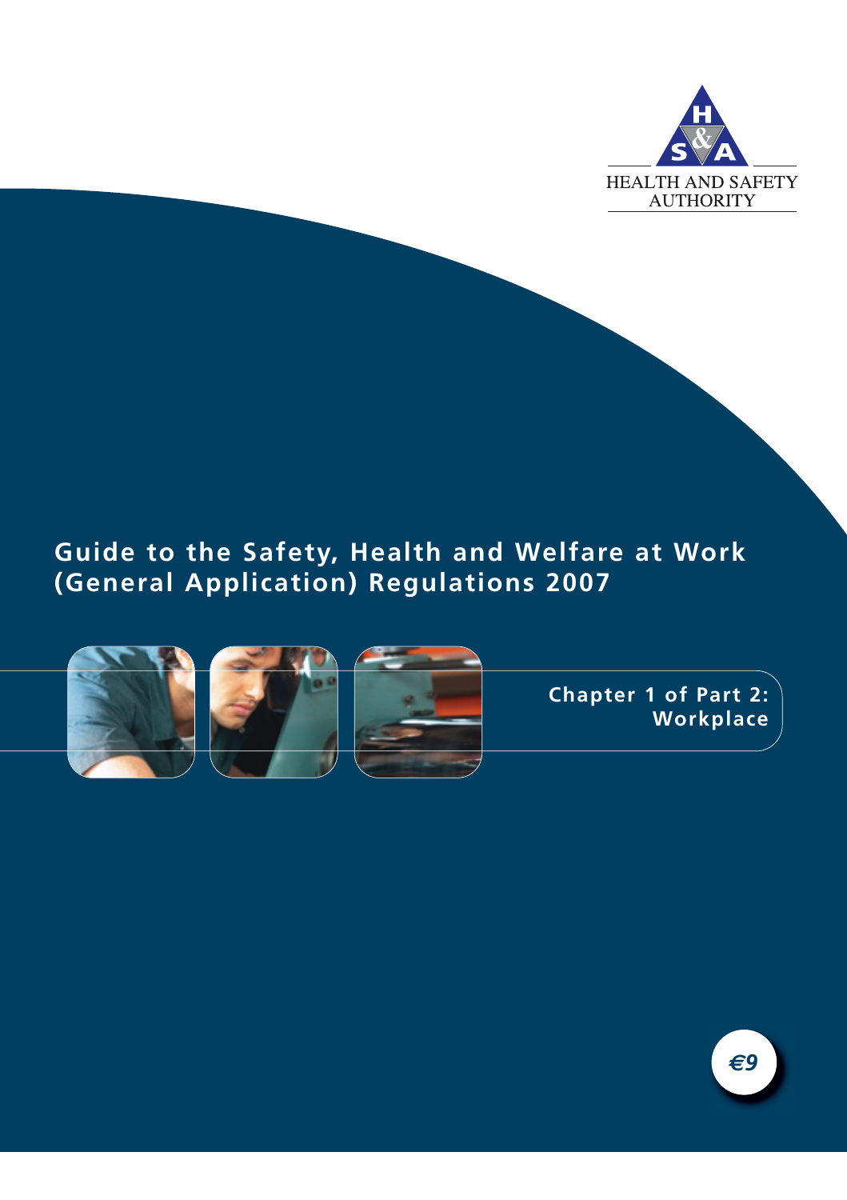HEALTH AND SAFETY AUTHORITY

# Guide to the Safety, Health and Welfare at Work (General Application) Regulations 2007

## Chapter 1 of Part 2: Workplace

€9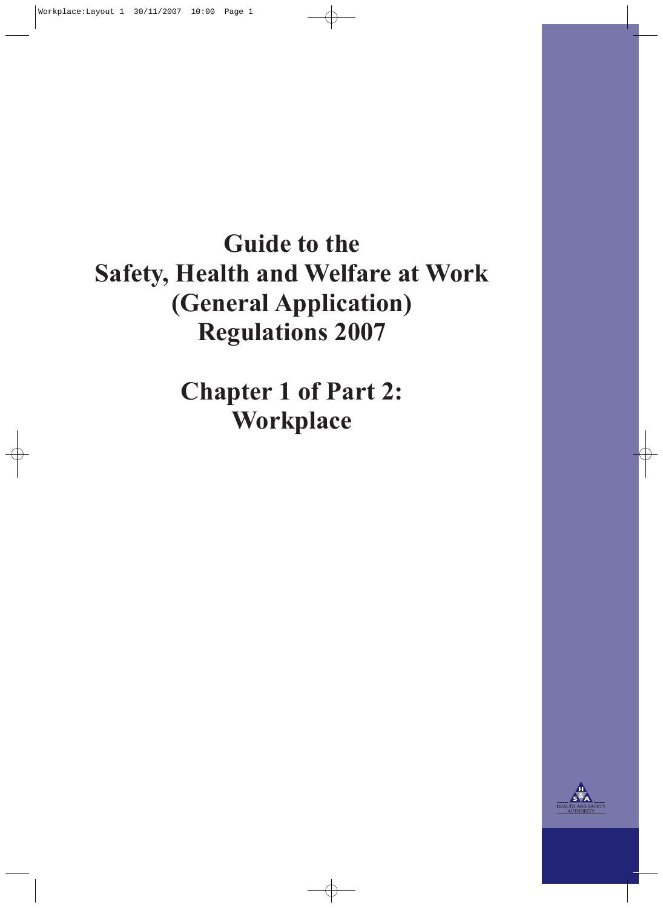# Guide to the Safety, Health and Welfare at Work (General Application) Regulations 2007

# Chapter 1 of Part 2: Workplace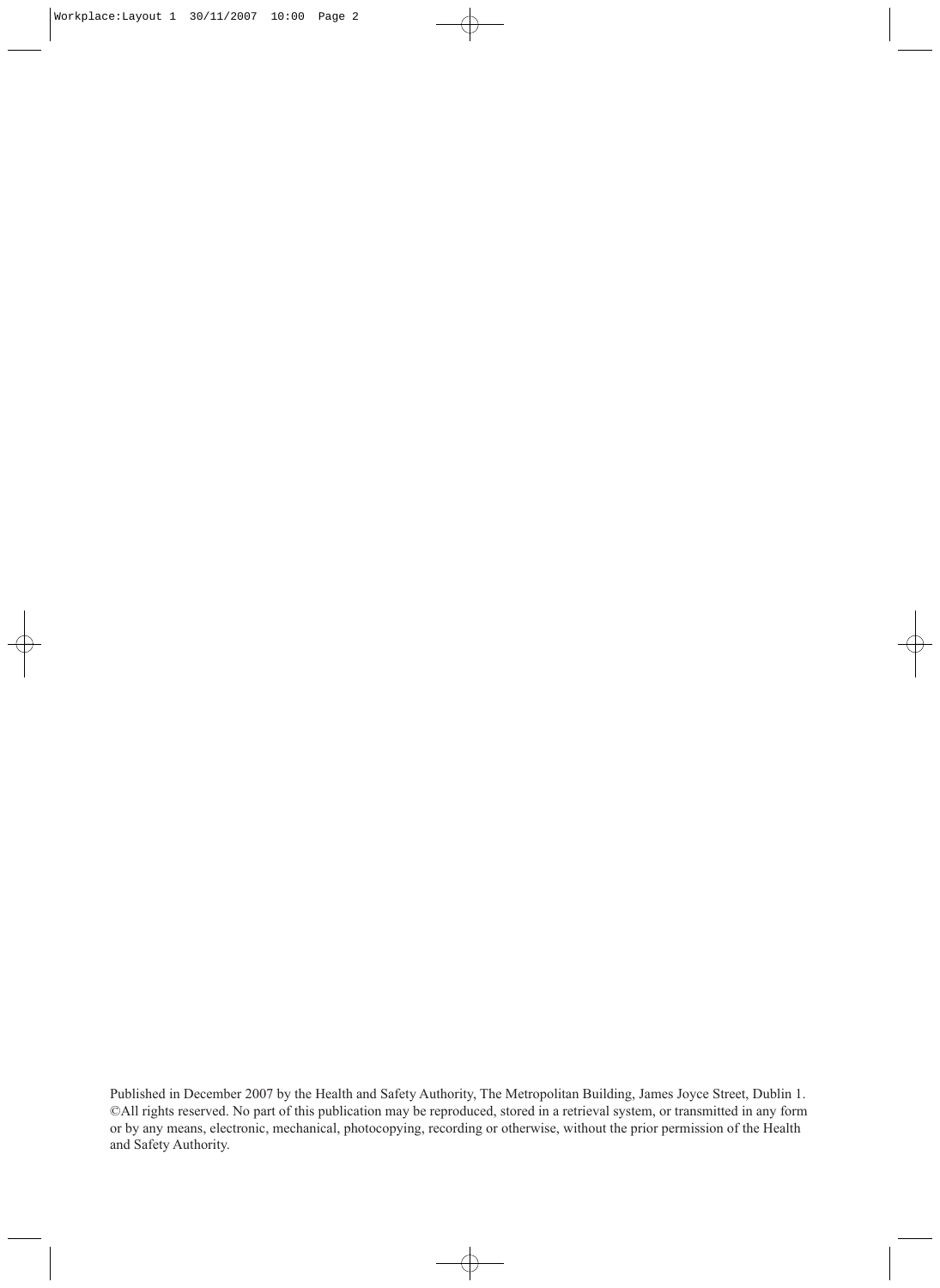Published in December 2007 by the Health and Safety Authority, The Metropolitan Building, James Joyce Street, Dublin 1.
©All rights reserved. No part of this publication may be reproduced, stored in a retrieval system, or transmitted in any form or by any means, electronic, mechanical, photocopying, recording or otherwise, without the prior permission of the Health and Safety Authority.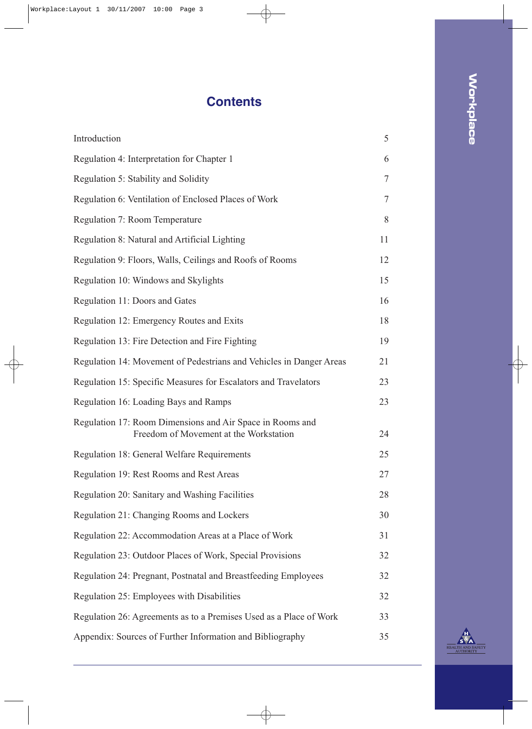# Contents

| | |
|---|---|
| Introduction | 5 |
| Regulation 4: Interpretation for Chapter 1 | 6 |
| Regulation 5: Stability and Solidity | 7 |
| Regulation 6: Ventilation of Enclosed Places of Work | 7 |
| Regulation 7: Room Temperature | 8 |
| Regulation 8: Natural and Artificial Lighting | 11 |
| Regulation 9: Floors, Walls, Ceilings and Roofs of Rooms | 12 |
| Regulation 10: Windows and Skylights | 15 |
| Regulation 11: Doors and Gates | 16 |
| Regulation 12: Emergency Routes and Exits | 18 |
| Regulation 13: Fire Detection and Fire Fighting | 19 |
| Regulation 14: Movement of Pedestrians and Vehicles in Danger Areas | 21 |
| Regulation 15: Specific Measures for Escalators and Travelators | 23 |
| Regulation 16: Loading Bays and Ramps | 23 |
| Regulation 17: Room Dimensions and Air Space in Rooms and Freedom of Movement at the Workstation | 24 |
| Regulation 18: General Welfare Requirements | 25 |
| Regulation 19: Rest Rooms and Rest Areas | 27 |
| Regulation 20: Sanitary and Washing Facilities | 28 |
| Regulation 21: Changing Rooms and Lockers | 30 |
| Regulation 22: Accommodation Areas at a Place of Work | 31 |
| Regulation 23: Outdoor Places of Work, Special Provisions | 32 |
| Regulation 24: Pregnant, Postnatal and Breastfeeding Employees | 32 |
| Regulation 25: Employees with Disabilities | 32 |
| Regulation 26: Agreements as to a Premises Used as a Place of Work | 33 |
| Appendix: Sources of Further Information and Bibliography | 35 |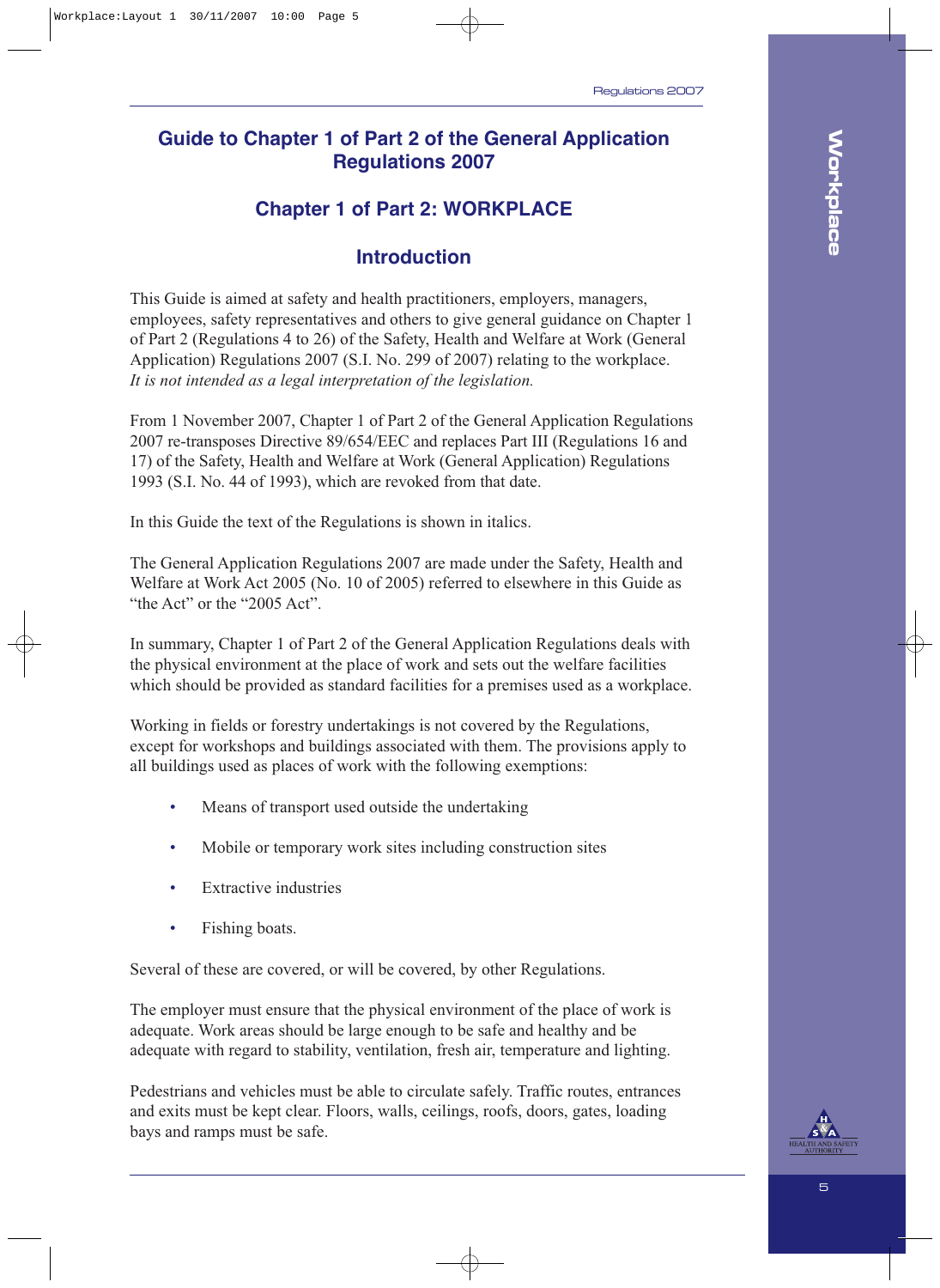## Guide to Chapter 1 of Part 2 of the General Application Regulations 2007

### Chapter 1 of Part 2: WORKPLACE

### Introduction

This Guide is aimed at safety and health practitioners, employers, managers, employees, safety representatives and others to give general guidance on Chapter 1 of Part 2 (Regulations 4 to 26) of the Safety, Health and Welfare at Work (General Application) Regulations 2007 (S.I. No. 299 of 2007) relating to the workplace. *It is not intended as a legal interpretation of the legislation.*

From 1 November 2007, Chapter 1 of Part 2 of the General Application Regulations 2007 re-transposes Directive 89/654/EEC and replaces Part III (Regulations 16 and 17) of the Safety, Health and Welfare at Work (General Application) Regulations 1993 (S.I. No. 44 of 1993), which are revoked from that date.

In this Guide the text of the Regulations is shown in italics.

The General Application Regulations 2007 are made under the Safety, Health and Welfare at Work Act 2005 (No. 10 of 2005) referred to elsewhere in this Guide as "the Act" or the "2005 Act".

In summary, Chapter 1 of Part 2 of the General Application Regulations deals with the physical environment at the place of work and sets out the welfare facilities which should be provided as standard facilities for a premises used as a workplace.

Working in fields or forestry undertakings is not covered by the Regulations, except for workshops and buildings associated with them. The provisions apply to all buildings used as places of work with the following exemptions:

- Means of transport used outside the undertaking
- Mobile or temporary work sites including construction sites
- Extractive industries
- Fishing boats.

Several of these are covered, or will be covered, by other Regulations.

The employer must ensure that the physical environment of the place of work is adequate. Work areas should be large enough to be safe and healthy and be adequate with regard to stability, ventilation, fresh air, temperature and lighting.

Pedestrians and vehicles must be able to circulate safely. Traffic routes, entrances and exits must be kept clear. Floors, walls, ceilings, roofs, doors, gates, loading bays and ramps must be safe.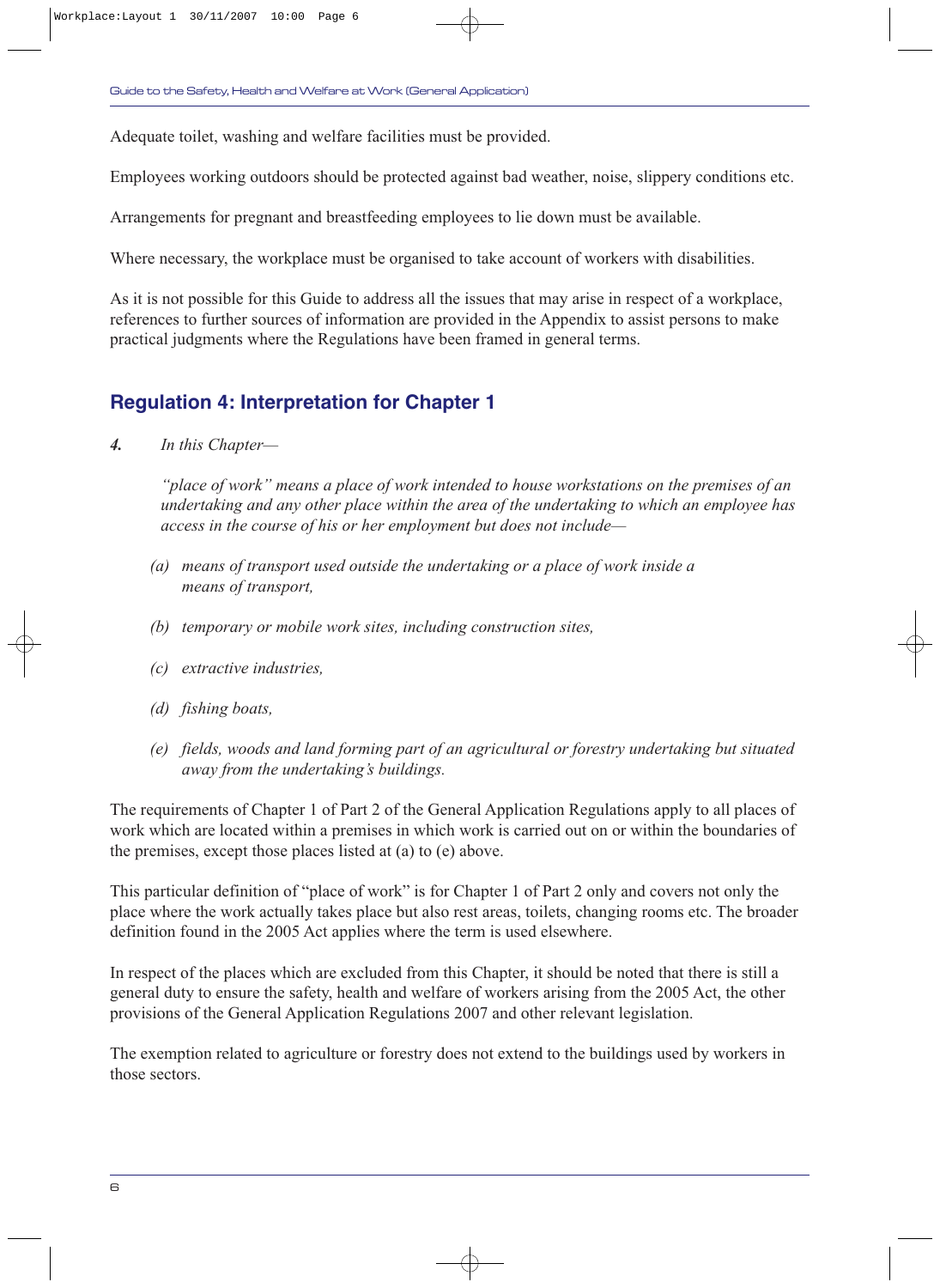Adequate toilet, washing and welfare facilities must be provided.

Employees working outdoors should be protected against bad weather, noise, slippery conditions etc.

Arrangements for pregnant and breastfeeding employees to lie down must be available.

Where necessary, the workplace must be organised to take account of workers with disabilities.

As it is not possible for this Guide to address all the issues that may arise in respect of a workplace, references to further sources of information are provided in the Appendix to assist persons to make practical judgments where the Regulations have been framed in general terms.

## Regulation 4: Interpretation for Chapter 1

***4.*** *In this Chapter—*

*"place of work" means a place of work intended to house workstations on the premises of an undertaking and any other place within the area of the undertaking to which an employee has access in the course of his or her employment but does not include—*

*(a) means of transport used outside the undertaking or a place of work inside a means of transport,*

*(b) temporary or mobile work sites, including construction sites,*

*(c) extractive industries,*

*(d) fishing boats,*

*(e) fields, woods and land forming part of an agricultural or forestry undertaking but situated away from the undertaking's buildings.*

The requirements of Chapter 1 of Part 2 of the General Application Regulations apply to all places of work which are located within a premises in which work is carried out on or within the boundaries of the premises, except those places listed at (a) to (e) above.

This particular definition of "place of work" is for Chapter 1 of Part 2 only and covers not only the place where the work actually takes place but also rest areas, toilets, changing rooms etc. The broader definition found in the 2005 Act applies where the term is used elsewhere.

In respect of the places which are excluded from this Chapter, it should be noted that there is still a general duty to ensure the safety, health and welfare of workers arising from the 2005 Act, the other provisions of the General Application Regulations 2007 and other relevant legislation.

The exemption related to agriculture or forestry does not extend to the buildings used by workers in those sectors.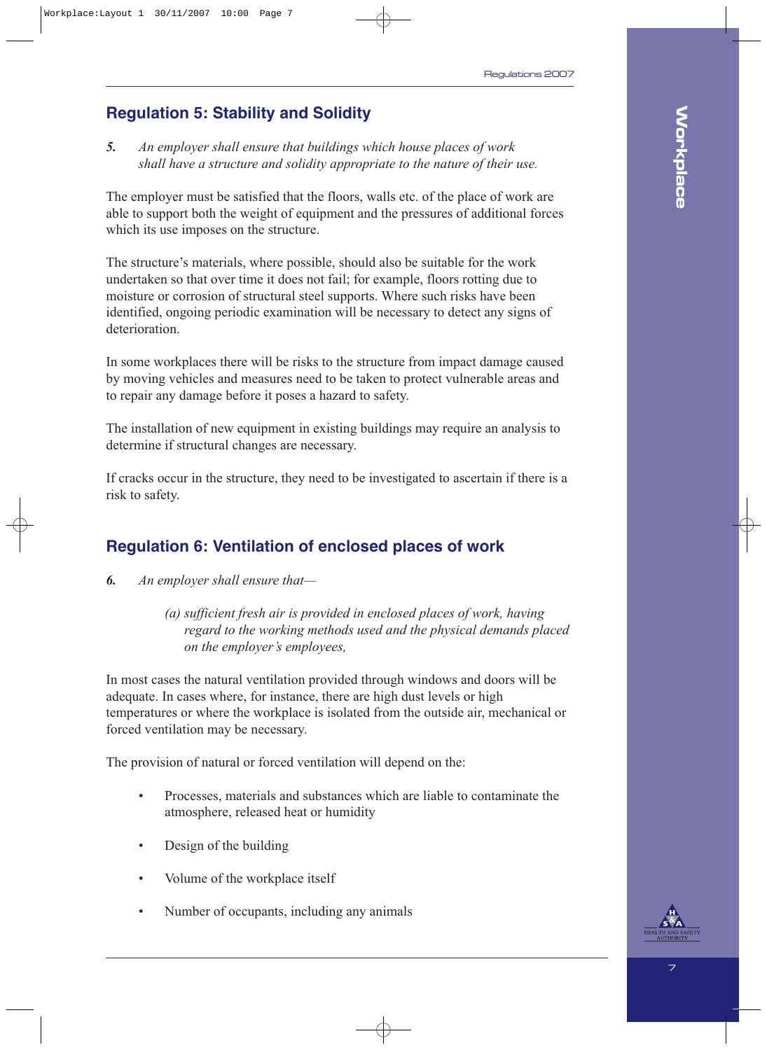## Regulation 5: Stability and Solidity

*5.* *An employer shall ensure that buildings which house places of work shall have a structure and solidity appropriate to the nature of their use.*

The employer must be satisfied that the floors, walls etc. of the place of work are able to support both the weight of equipment and the pressures of additional forces which its use imposes on the structure.

The structure's materials, where possible, should also be suitable for the work undertaken so that over time it does not fail; for example, floors rotting due to moisture or corrosion of structural steel supports. Where such risks have been identified, ongoing periodic examination will be necessary to detect any signs of deterioration.

In some workplaces there will be risks to the structure from impact damage caused by moving vehicles and measures need to be taken to protect vulnerable areas and to repair any damage before it poses a hazard to safety.

The installation of new equipment in existing buildings may require an analysis to determine if structural changes are necessary.

If cracks occur in the structure, they need to be investigated to ascertain if there is a risk to safety.

## Regulation 6: Ventilation of enclosed places of work

*6.* *An employer shall ensure that—*

*(a) sufficient fresh air is provided in enclosed places of work, having regard to the working methods used and the physical demands placed on the employer's employees,*

In most cases the natural ventilation provided through windows and doors will be adequate. In cases where, for instance, there are high dust levels or high temperatures or where the workplace is isolated from the outside air, mechanical or forced ventilation may be necessary.

The provision of natural or forced ventilation will depend on the:

- Processes, materials and substances which are liable to contaminate the atmosphere, released heat or humidity
- Design of the building
- Volume of the workplace itself
- Number of occupants, including any animals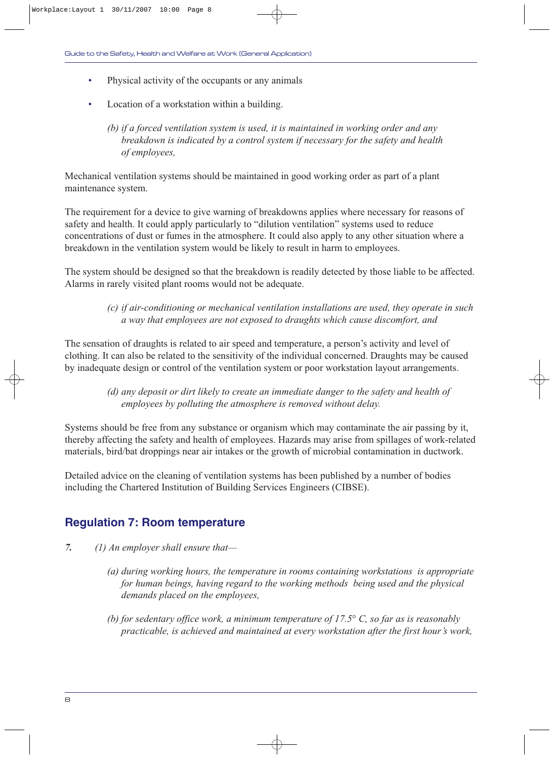- Physical activity of the occupants or any animals
- Location of a workstation within a building.

*(b) if a forced ventilation system is used, it is maintained in working order and any breakdown is indicated by a control system if necessary for the safety and health of employees,*

Mechanical ventilation systems should be maintained in good working order as part of a plant maintenance system.

The requirement for a device to give warning of breakdowns applies where necessary for reasons of safety and health. It could apply particularly to "dilution ventilation" systems used to reduce concentrations of dust or fumes in the atmosphere. It could also apply to any other situation where a breakdown in the ventilation system would be likely to result in harm to employees.

The system should be designed so that the breakdown is readily detected by those liable to be affected. Alarms in rarely visited plant rooms would not be adequate.

*(c) if air-conditioning or mechanical ventilation installations are used, they operate in such a way that employees are not exposed to draughts which cause discomfort, and*

The sensation of draughts is related to air speed and temperature, a person's activity and level of clothing. It can also be related to the sensitivity of the individual concerned. Draughts may be caused by inadequate design or control of the ventilation system or poor workstation layout arrangements.

*(d) any deposit or dirt likely to create an immediate danger to the safety and health of employees by polluting the atmosphere is removed without delay.*

Systems should be free from any substance or organism which may contaminate the air passing by it, thereby affecting the safety and health of employees. Hazards may arise from spillages of work-related materials, bird/bat droppings near air intakes or the growth of microbial contamination in ductwork.

Detailed advice on the cleaning of ventilation systems has been published by a number of bodies including the Chartered Institution of Building Services Engineers (CIBSE).

## Regulation 7: Room temperature

***7.*** *(1) An employer shall ensure that—*

*(a) during working hours, the temperature in rooms containing workstations is appropriate for human beings, having regard to the working methods being used and the physical demands placed on the employees,*

*(b) for sedentary office work, a minimum temperature of 17.5° C, so far as is reasonably practicable, is achieved and maintained at every workstation after the first hour's work,*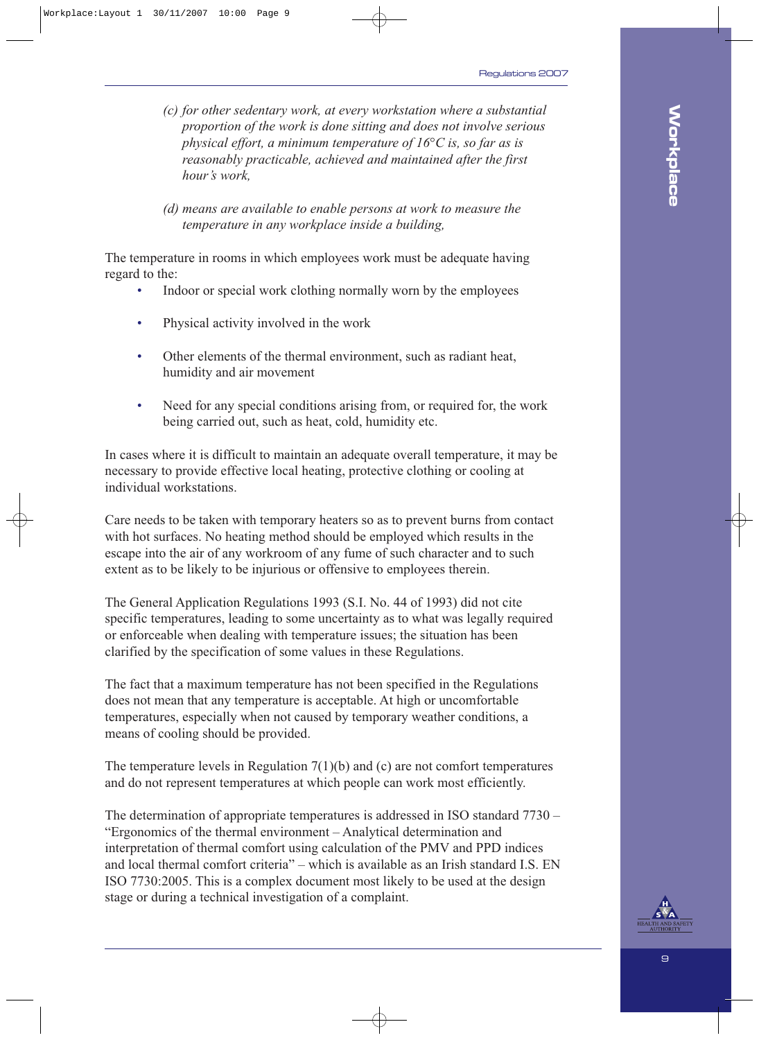*(c) for other sedentary work, at every workstation where a substantial proportion of the work is done sitting and does not involve serious physical effort, a minimum temperature of 16°C is, so far as is reasonably practicable, achieved and maintained after the first hour's work,*

*(d) means are available to enable persons at work to measure the temperature in any workplace inside a building,*

The temperature in rooms in which employees work must be adequate having regard to the:

- Indoor or special work clothing normally worn by the employees
- Physical activity involved in the work
- Other elements of the thermal environment, such as radiant heat, humidity and air movement
- Need for any special conditions arising from, or required for, the work being carried out, such as heat, cold, humidity etc.

In cases where it is difficult to maintain an adequate overall temperature, it may be necessary to provide effective local heating, protective clothing or cooling at individual workstations.

Care needs to be taken with temporary heaters so as to prevent burns from contact with hot surfaces. No heating method should be employed which results in the escape into the air of any workroom of any fume of such character and to such extent as to be likely to be injurious or offensive to employees therein.

The General Application Regulations 1993 (S.I. No. 44 of 1993) did not cite specific temperatures, leading to some uncertainty as to what was legally required or enforceable when dealing with temperature issues; the situation has been clarified by the specification of some values in these Regulations.

The fact that a maximum temperature has not been specified in the Regulations does not mean that any temperature is acceptable. At high or uncomfortable temperatures, especially when not caused by temporary weather conditions, a means of cooling should be provided.

The temperature levels in Regulation 7(1)(b) and (c) are not comfort temperatures and do not represent temperatures at which people can work most efficiently.

The determination of appropriate temperatures is addressed in ISO standard 7730 – "Ergonomics of the thermal environment – Analytical determination and interpretation of thermal comfort using calculation of the PMV and PPD indices and local thermal comfort criteria" – which is available as an Irish standard I.S. EN ISO 7730:2005. This is a complex document most likely to be used at the design stage or during a technical investigation of a complaint.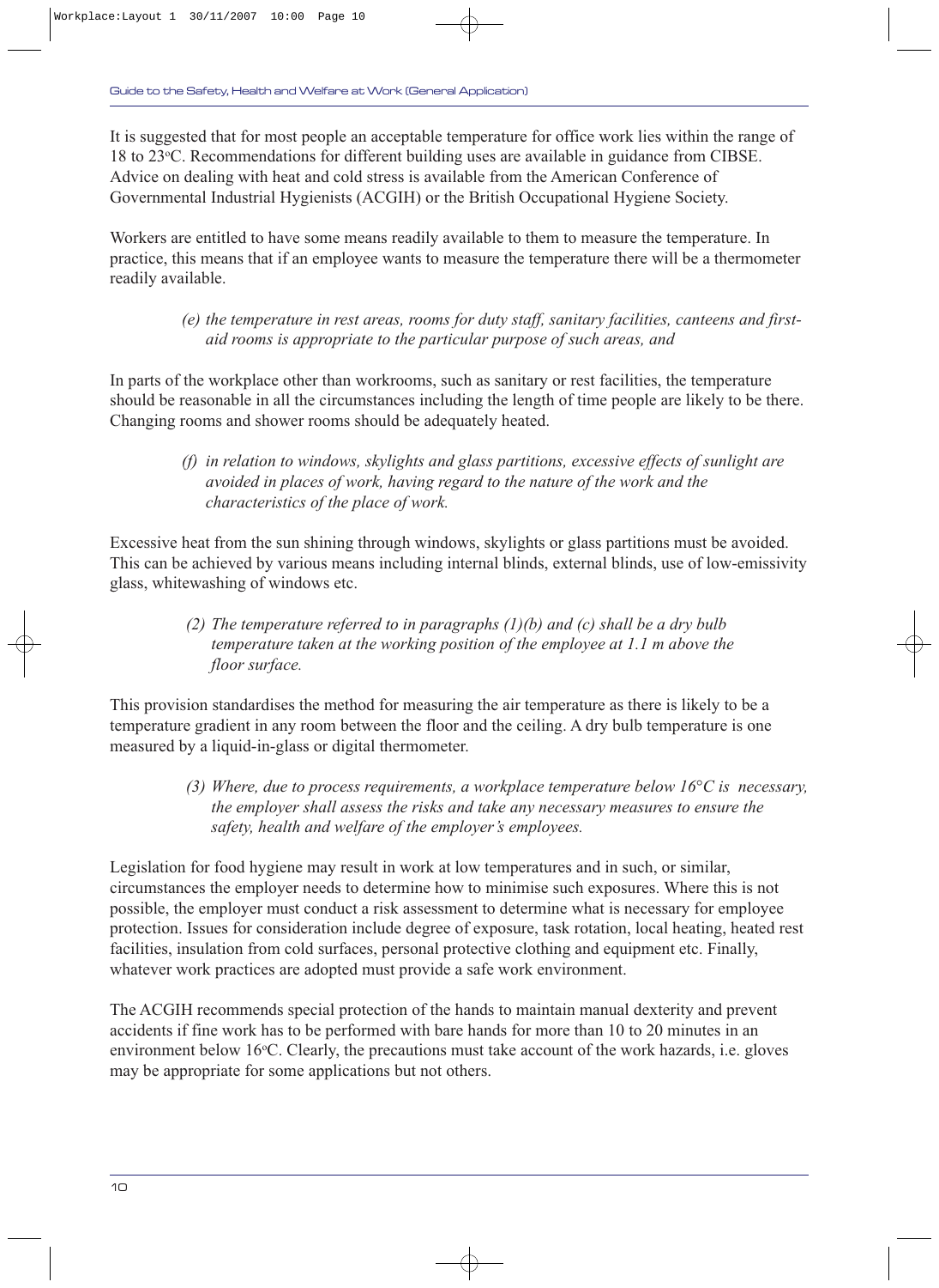It is suggested that for most people an acceptable temperature for office work lies within the range of 18 to 23ºC. Recommendations for different building uses are available in guidance from CIBSE. Advice on dealing with heat and cold stress is available from the American Conference of Governmental Industrial Hygienists (ACGIH) or the British Occupational Hygiene Society.

Workers are entitled to have some means readily available to them to measure the temperature. In practice, this means that if an employee wants to measure the temperature there will be a thermometer readily available.

> *(e) the temperature in rest areas, rooms for duty staff, sanitary facilities, canteens and first-aid rooms is appropriate to the particular purpose of such areas, and*

In parts of the workplace other than workrooms, such as sanitary or rest facilities, the temperature should be reasonable in all the circumstances including the length of time people are likely to be there. Changing rooms and shower rooms should be adequately heated.

> *(f) in relation to windows, skylights and glass partitions, excessive effects of sunlight are avoided in places of work, having regard to the nature of the work and the characteristics of the place of work.*

Excessive heat from the sun shining through windows, skylights or glass partitions must be avoided. This can be achieved by various means including internal blinds, external blinds, use of low-emissivity glass, whitewashing of windows etc.

> *(2) The temperature referred to in paragraphs (1)(b) and (c) shall be a dry bulb temperature taken at the working position of the employee at 1.1 m above the floor surface.*

This provision standardises the method for measuring the air temperature as there is likely to be a temperature gradient in any room between the floor and the ceiling. A dry bulb temperature is one measured by a liquid-in-glass or digital thermometer.

> *(3) Where, due to process requirements, a workplace temperature below 16°C is necessary, the employer shall assess the risks and take any necessary measures to ensure the safety, health and welfare of the employer's employees.*

Legislation for food hygiene may result in work at low temperatures and in such, or similar, circumstances the employer needs to determine how to minimise such exposures. Where this is not possible, the employer must conduct a risk assessment to determine what is necessary for employee protection. Issues for consideration include degree of exposure, task rotation, local heating, heated rest facilities, insulation from cold surfaces, personal protective clothing and equipment etc. Finally, whatever work practices are adopted must provide a safe work environment.

The ACGIH recommends special protection of the hands to maintain manual dexterity and prevent accidents if fine work has to be performed with bare hands for more than 10 to 20 minutes in an environment below 16ºC. Clearly, the precautions must take account of the work hazards, i.e. gloves may be appropriate for some applications but not others.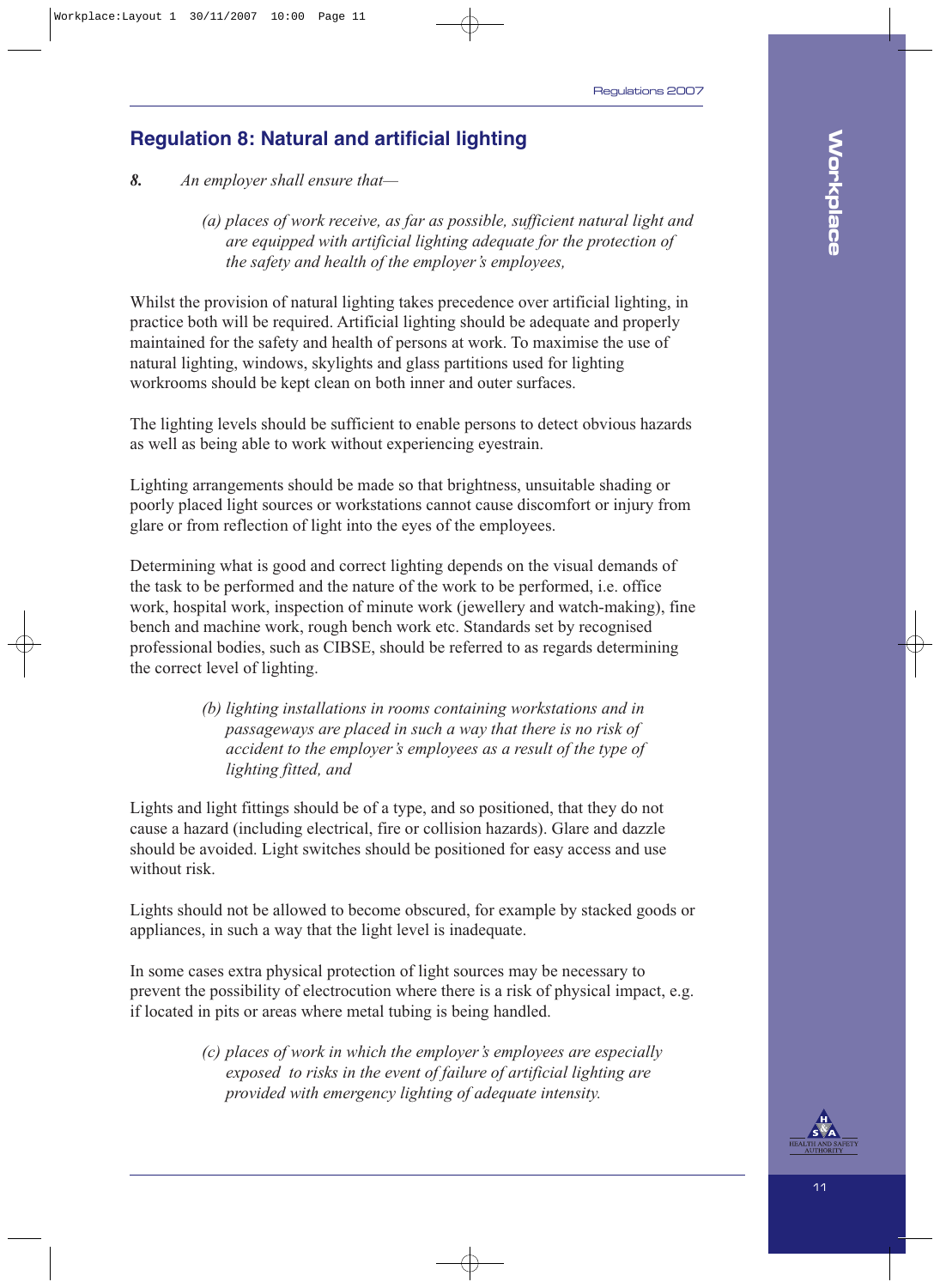## Regulation 8: Natural and artificial lighting

***8.*** *An employer shall ensure that—*

> *(a) places of work receive, as far as possible, sufficient natural light and are equipped with artificial lighting adequate for the protection of the safety and health of the employer's employees,*

Whilst the provision of natural lighting takes precedence over artificial lighting, in practice both will be required. Artificial lighting should be adequate and properly maintained for the safety and health of persons at work. To maximise the use of natural lighting, windows, skylights and glass partitions used for lighting workrooms should be kept clean on both inner and outer surfaces.

The lighting levels should be sufficient to enable persons to detect obvious hazards as well as being able to work without experiencing eyestrain.

Lighting arrangements should be made so that brightness, unsuitable shading or poorly placed light sources or workstations cannot cause discomfort or injury from glare or from reflection of light into the eyes of the employees.

Determining what is good and correct lighting depends on the visual demands of the task to be performed and the nature of the work to be performed, i.e. office work, hospital work, inspection of minute work (jewellery and watch-making), fine bench and machine work, rough bench work etc. Standards set by recognised professional bodies, such as CIBSE, should be referred to as regards determining the correct level of lighting.

> *(b) lighting installations in rooms containing workstations and in passageways are placed in such a way that there is no risk of accident to the employer's employees as a result of the type of lighting fitted, and*

Lights and light fittings should be of a type, and so positioned, that they do not cause a hazard (including electrical, fire or collision hazards). Glare and dazzle should be avoided. Light switches should be positioned for easy access and use without risk.

Lights should not be allowed to become obscured, for example by stacked goods or appliances, in such a way that the light level is inadequate.

In some cases extra physical protection of light sources may be necessary to prevent the possibility of electrocution where there is a risk of physical impact, e.g. if located in pits or areas where metal tubing is being handled.

> *(c) places of work in which the employer's employees are especially exposed to risks in the event of failure of artificial lighting are provided with emergency lighting of adequate intensity.*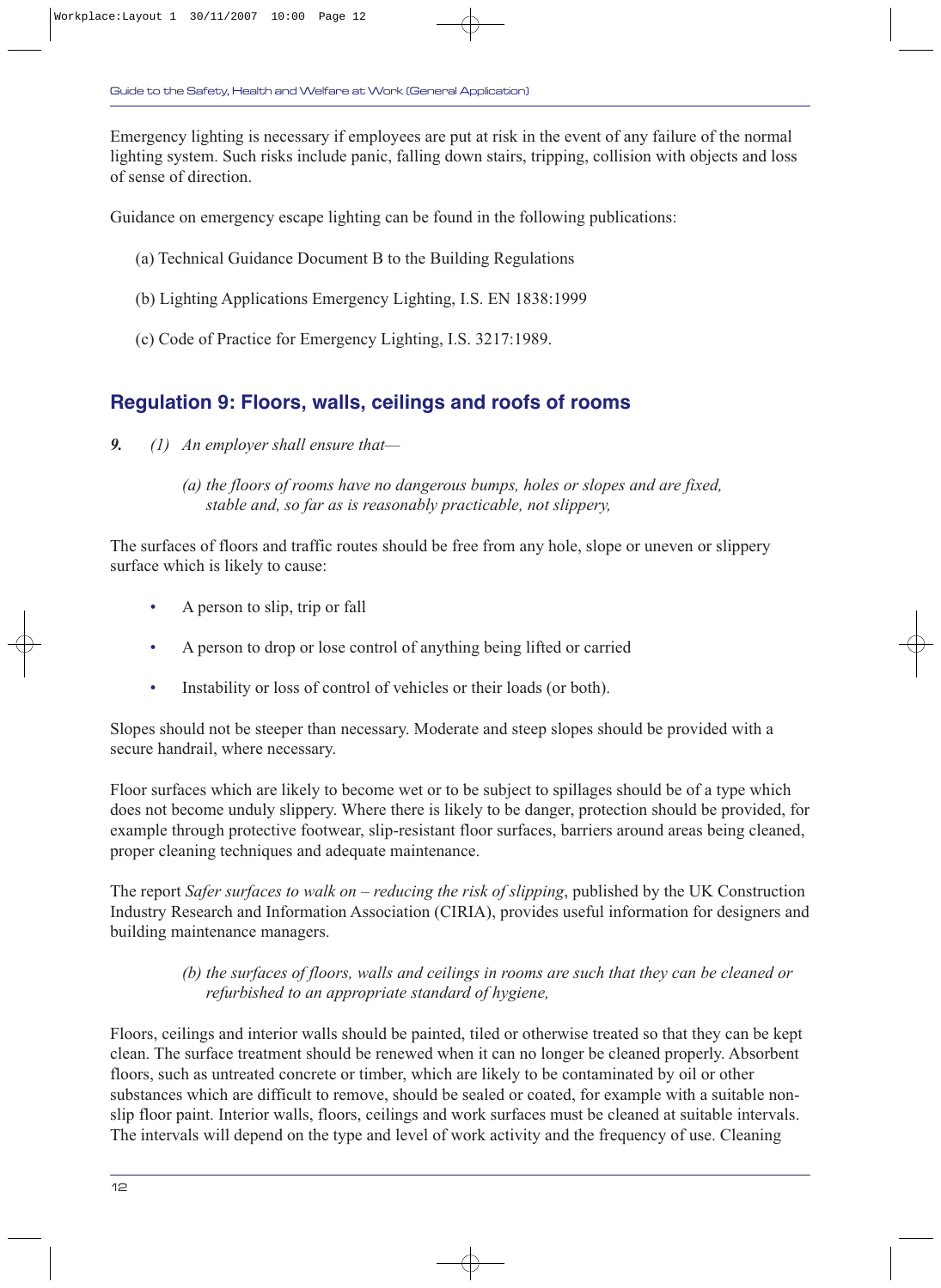Emergency lighting is necessary if employees are put at risk in the event of any failure of the normal lighting system. Such risks include panic, falling down stairs, tripping, collision with objects and loss of sense of direction.

Guidance on emergency escape lighting can be found in the following publications:

(a) Technical Guidance Document B to the Building Regulations

(b) Lighting Applications Emergency Lighting, I.S. EN 1838:1999

(c) Code of Practice for Emergency Lighting, I.S. 3217:1989.

## Regulation 9: Floors, walls, ceilings and roofs of rooms

***9.*** *(1) An employer shall ensure that—*

*(a) the floors of rooms have no dangerous bumps, holes or slopes and are fixed, stable and, so far as is reasonably practicable, not slippery,*

The surfaces of floors and traffic routes should be free from any hole, slope or uneven or slippery surface which is likely to cause:

- A person to slip, trip or fall
- A person to drop or lose control of anything being lifted or carried
- Instability or loss of control of vehicles or their loads (or both).

Slopes should not be steeper than necessary. Moderate and steep slopes should be provided with a secure handrail, where necessary.

Floor surfaces which are likely to become wet or to be subject to spillages should be of a type which does not become unduly slippery. Where there is likely to be danger, protection should be provided, for example through protective footwear, slip-resistant floor surfaces, barriers around areas being cleaned, proper cleaning techniques and adequate maintenance.

The report *Safer surfaces to walk on – reducing the risk of slipping*, published by the UK Construction Industry Research and Information Association (CIRIA), provides useful information for designers and building maintenance managers.

*(b) the surfaces of floors, walls and ceilings in rooms are such that they can be cleaned or refurbished to an appropriate standard of hygiene,*

Floors, ceilings and interior walls should be painted, tiled or otherwise treated so that they can be kept clean. The surface treatment should be renewed when it can no longer be cleaned properly. Absorbent floors, such as untreated concrete or timber, which are likely to be contaminated by oil or other substances which are difficult to remove, should be sealed or coated, for example with a suitable non-slip floor paint. Interior walls, floors, ceilings and work surfaces must be cleaned at suitable intervals. The intervals will depend on the type and level of work activity and the frequency of use. Cleaning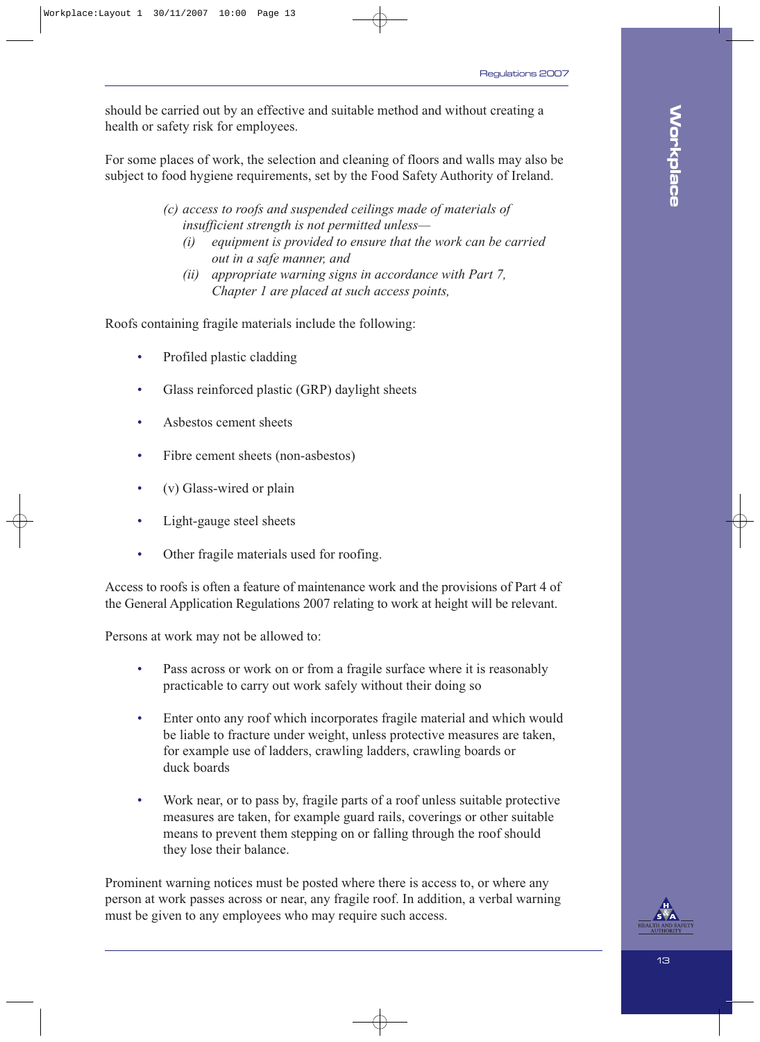should be carried out by an effective and suitable method and without creating a health or safety risk for employees.

For some places of work, the selection and cleaning of floors and walls may also be subject to food hygiene requirements, set by the Food Safety Authority of Ireland.

> *(c) access to roofs and suspended ceilings made of materials of insufficient strength is not permitted unless—*
>
> *(i) equipment is provided to ensure that the work can be carried out in a safe manner, and*
>
> *(ii) appropriate warning signs in accordance with Part 7, Chapter 1 are placed at such access points,*

Roofs containing fragile materials include the following:

- Profiled plastic cladding
- Glass reinforced plastic (GRP) daylight sheets
- Asbestos cement sheets
- Fibre cement sheets (non-asbestos)
- (v) Glass-wired or plain
- Light-gauge steel sheets
- Other fragile materials used for roofing.

Access to roofs is often a feature of maintenance work and the provisions of Part 4 of the General Application Regulations 2007 relating to work at height will be relevant.

Persons at work may not be allowed to:

- Pass across or work on or from a fragile surface where it is reasonably practicable to carry out work safely without their doing so
- Enter onto any roof which incorporates fragile material and which would be liable to fracture under weight, unless protective measures are taken, for example use of ladders, crawling ladders, crawling boards or duck boards
- Work near, or to pass by, fragile parts of a roof unless suitable protective measures are taken, for example guard rails, coverings or other suitable means to prevent them stepping on or falling through the roof should they lose their balance.

Prominent warning notices must be posted where there is access to, or where any person at work passes across or near, any fragile roof. In addition, a verbal warning must be given to any employees who may require such access.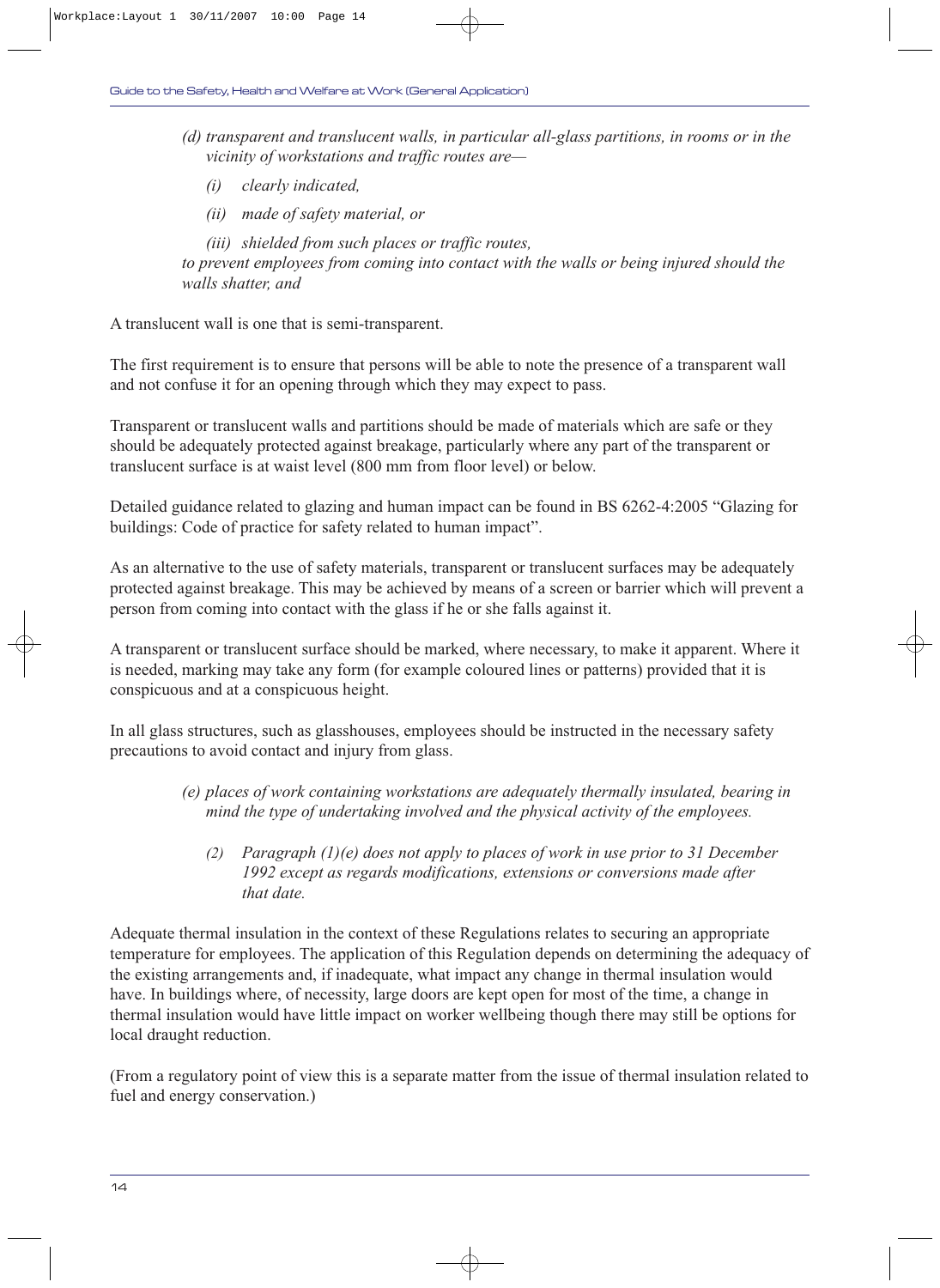*(d) transparent and translucent walls, in particular all-glass partitions, in rooms or in the vicinity of workstations and traffic routes are—*

*(i) clearly indicated,*

*(ii) made of safety material, or*

*(iii) shielded from such places or traffic routes,*

*to prevent employees from coming into contact with the walls or being injured should the walls shatter, and*

A translucent wall is one that is semi-transparent.

The first requirement is to ensure that persons will be able to note the presence of a transparent wall and not confuse it for an opening through which they may expect to pass.

Transparent or translucent walls and partitions should be made of materials which are safe or they should be adequately protected against breakage, particularly where any part of the transparent or translucent surface is at waist level (800 mm from floor level) or below.

Detailed guidance related to glazing and human impact can be found in BS 6262-4:2005 "Glazing for buildings: Code of practice for safety related to human impact".

As an alternative to the use of safety materials, transparent or translucent surfaces may be adequately protected against breakage. This may be achieved by means of a screen or barrier which will prevent a person from coming into contact with the glass if he or she falls against it.

A transparent or translucent surface should be marked, where necessary, to make it apparent. Where it is needed, marking may take any form (for example coloured lines or patterns) provided that it is conspicuous and at a conspicuous height.

In all glass structures, such as glasshouses, employees should be instructed in the necessary safety precautions to avoid contact and injury from glass.

*(e) places of work containing workstations are adequately thermally insulated, bearing in mind the type of undertaking involved and the physical activity of the employees.*

*(2) Paragraph (1)(e) does not apply to places of work in use prior to 31 December 1992 except as regards modifications, extensions or conversions made after that date.*

Adequate thermal insulation in the context of these Regulations relates to securing an appropriate temperature for employees. The application of this Regulation depends on determining the adequacy of the existing arrangements and, if inadequate, what impact any change in thermal insulation would have. In buildings where, of necessity, large doors are kept open for most of the time, a change in thermal insulation would have little impact on worker wellbeing though there may still be options for local draught reduction.

(From a regulatory point of view this is a separate matter from the issue of thermal insulation related to fuel and energy conservation.)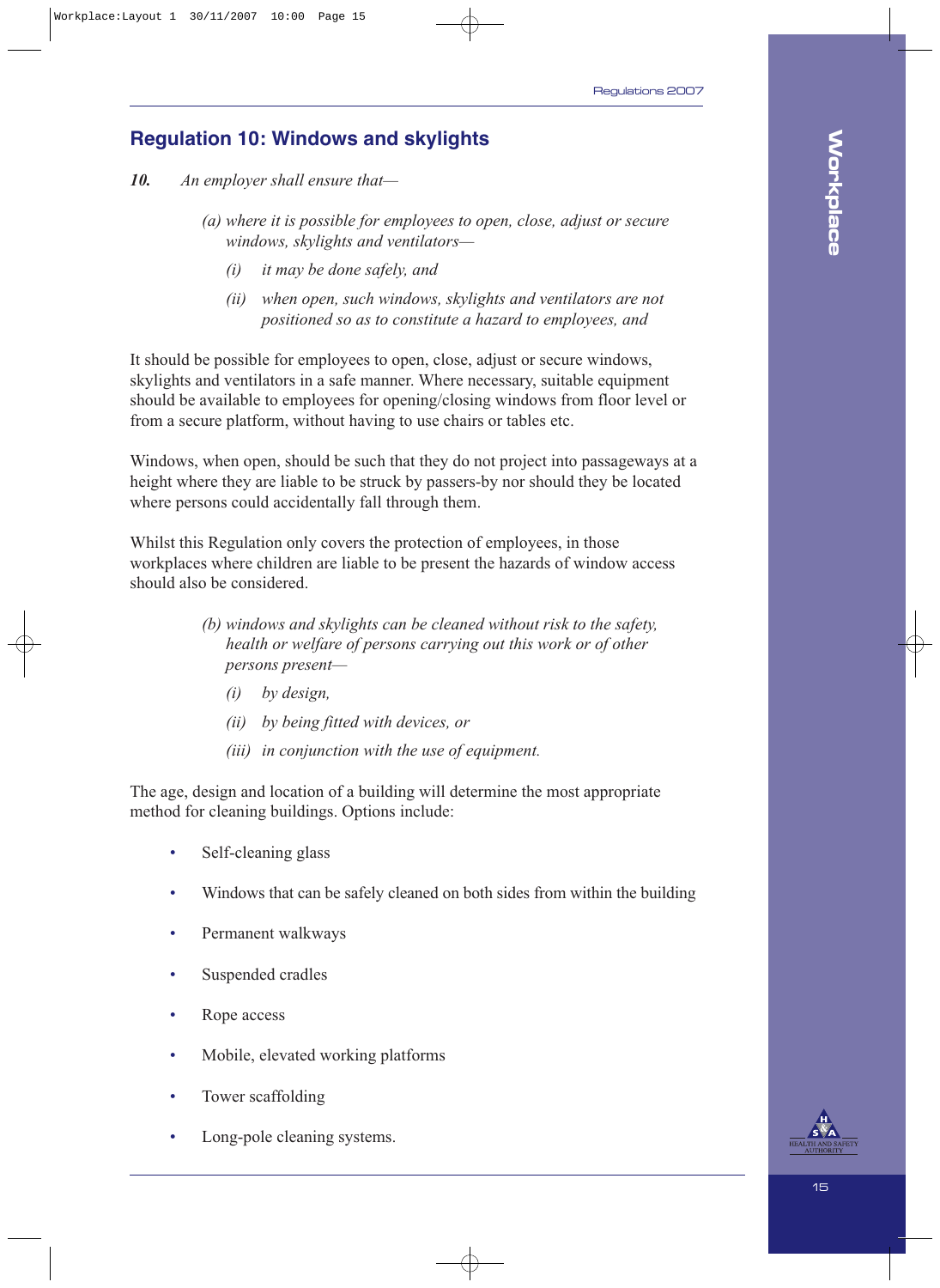## Regulation 10: Windows and skylights

***10.*** *An employer shall ensure that—*

> *(a) where it is possible for employees to open, close, adjust or secure windows, skylights and ventilators—*
>
> *(i) it may be done safely, and*
>
> *(ii) when open, such windows, skylights and ventilators are not positioned so as to constitute a hazard to employees, and*

It should be possible for employees to open, close, adjust or secure windows, skylights and ventilators in a safe manner. Where necessary, suitable equipment should be available to employees for opening/closing windows from floor level or from a secure platform, without having to use chairs or tables etc.

Windows, when open, should be such that they do not project into passageways at a height where they are liable to be struck by passers-by nor should they be located where persons could accidentally fall through them.

Whilst this Regulation only covers the protection of employees, in those workplaces where children are liable to be present the hazards of window access should also be considered.

> *(b) windows and skylights can be cleaned without risk to the safety, health or welfare of persons carrying out this work or of other persons present—*
>
> *(i) by design,*
>
> *(ii) by being fitted with devices, or*
>
> *(iii) in conjunction with the use of equipment.*

The age, design and location of a building will determine the most appropriate method for cleaning buildings. Options include:

- Self-cleaning glass
- Windows that can be safely cleaned on both sides from within the building
- Permanent walkways
- Suspended cradles
- Rope access
- Mobile, elevated working platforms
- Tower scaffolding
- Long-pole cleaning systems.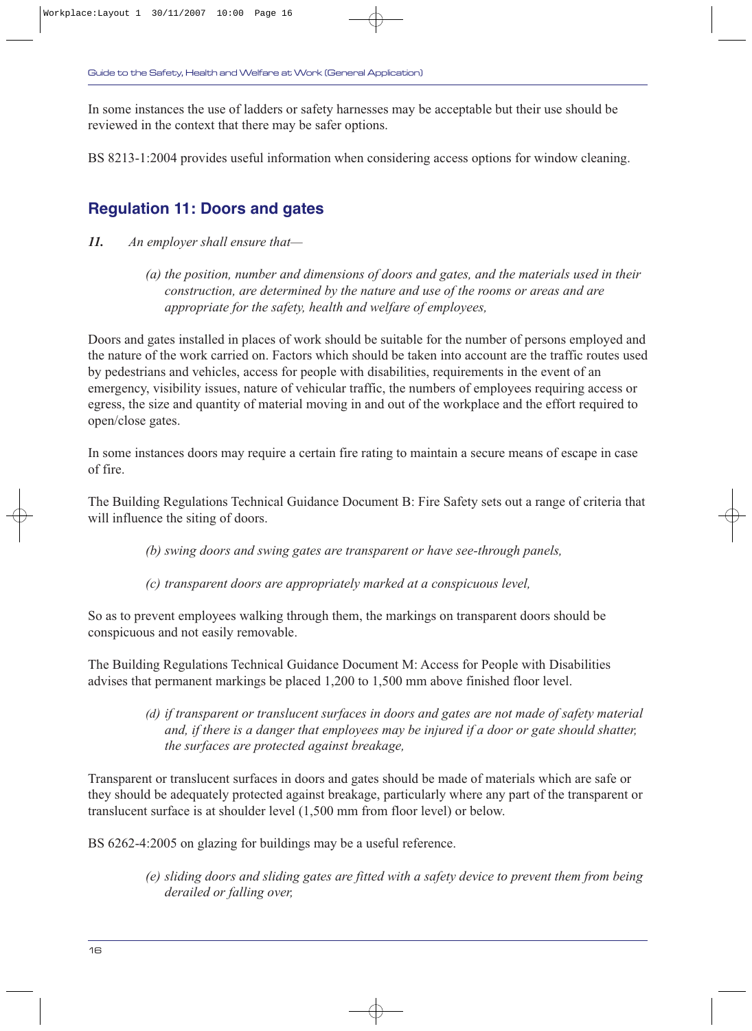In some instances the use of ladders or safety harnesses may be acceptable but their use should be reviewed in the context that there may be safer options.

BS 8213-1:2004 provides useful information when considering access options for window cleaning.

## Regulation 11: Doors and gates

***11.*** *An employer shall ensure that—*

> *(a) the position, number and dimensions of doors and gates, and the materials used in their construction, are determined by the nature and use of the rooms or areas and are appropriate for the safety, health and welfare of employees,*

Doors and gates installed in places of work should be suitable for the number of persons employed and the nature of the work carried on. Factors which should be taken into account are the traffic routes used by pedestrians and vehicles, access for people with disabilities, requirements in the event of an emergency, visibility issues, nature of vehicular traffic, the numbers of employees requiring access or egress, the size and quantity of material moving in and out of the workplace and the effort required to open/close gates.

In some instances doors may require a certain fire rating to maintain a secure means of escape in case of fire.

The Building Regulations Technical Guidance Document B: Fire Safety sets out a range of criteria that will influence the siting of doors.

> *(b) swing doors and swing gates are transparent or have see-through panels,*

> *(c) transparent doors are appropriately marked at a conspicuous level,*

So as to prevent employees walking through them, the markings on transparent doors should be conspicuous and not easily removable.

The Building Regulations Technical Guidance Document M: Access for People with Disabilities advises that permanent markings be placed 1,200 to 1,500 mm above finished floor level.

> *(d) if transparent or translucent surfaces in doors and gates are not made of safety material and, if there is a danger that employees may be injured if a door or gate should shatter, the surfaces are protected against breakage,*

Transparent or translucent surfaces in doors and gates should be made of materials which are safe or they should be adequately protected against breakage, particularly where any part of the transparent or translucent surface is at shoulder level (1,500 mm from floor level) or below.

BS 6262-4:2005 on glazing for buildings may be a useful reference.

> *(e) sliding doors and sliding gates are fitted with a safety device to prevent them from being derailed or falling over,*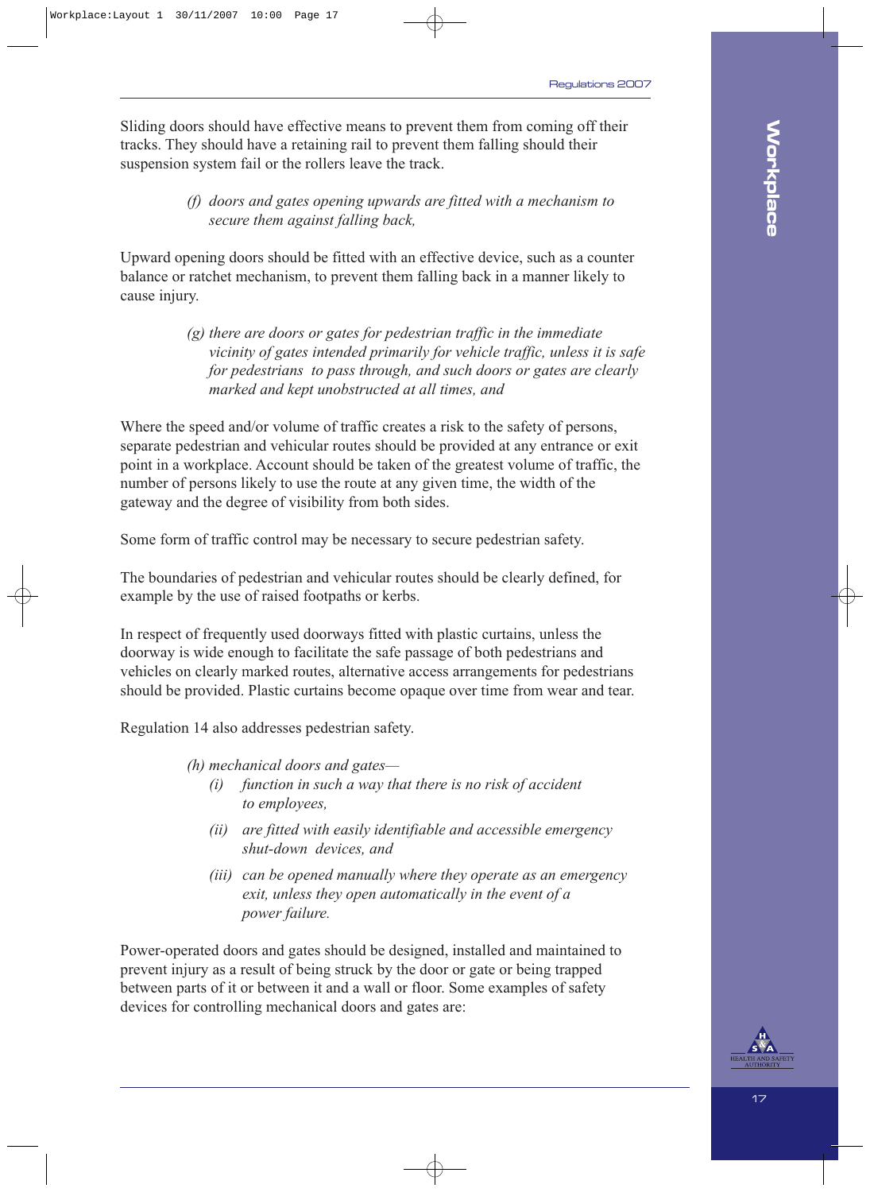Sliding doors should have effective means to prevent them from coming off their tracks. They should have a retaining rail to prevent them falling should their suspension system fail or the rollers leave the track.

> *(f) doors and gates opening upwards are fitted with a mechanism to secure them against falling back,*

Upward opening doors should be fitted with an effective device, such as a counter balance or ratchet mechanism, to prevent them falling back in a manner likely to cause injury.

> *(g) there are doors or gates for pedestrian traffic in the immediate vicinity of gates intended primarily for vehicle traffic, unless it is safe for pedestrians to pass through, and such doors or gates are clearly marked and kept unobstructed at all times, and*

Where the speed and/or volume of traffic creates a risk to the safety of persons, separate pedestrian and vehicular routes should be provided at any entrance or exit point in a workplace. Account should be taken of the greatest volume of traffic, the number of persons likely to use the route at any given time, the width of the gateway and the degree of visibility from both sides.

Some form of traffic control may be necessary to secure pedestrian safety.

The boundaries of pedestrian and vehicular routes should be clearly defined, for example by the use of raised footpaths or kerbs.

In respect of frequently used doorways fitted with plastic curtains, unless the doorway is wide enough to facilitate the safe passage of both pedestrians and vehicles on clearly marked routes, alternative access arrangements for pedestrians should be provided. Plastic curtains become opaque over time from wear and tear.

Regulation 14 also addresses pedestrian safety.

> *(h) mechanical doors and gates—*
>
> *(i) function in such a way that there is no risk of accident to employees,*
>
> *(ii) are fitted with easily identifiable and accessible emergency shut-down devices, and*
>
> *(iii) can be opened manually where they operate as an emergency exit, unless they open automatically in the event of a power failure.*

Power-operated doors and gates should be designed, installed and maintained to prevent injury as a result of being struck by the door or gate or being trapped between parts of it or between it and a wall or floor. Some examples of safety devices for controlling mechanical doors and gates are: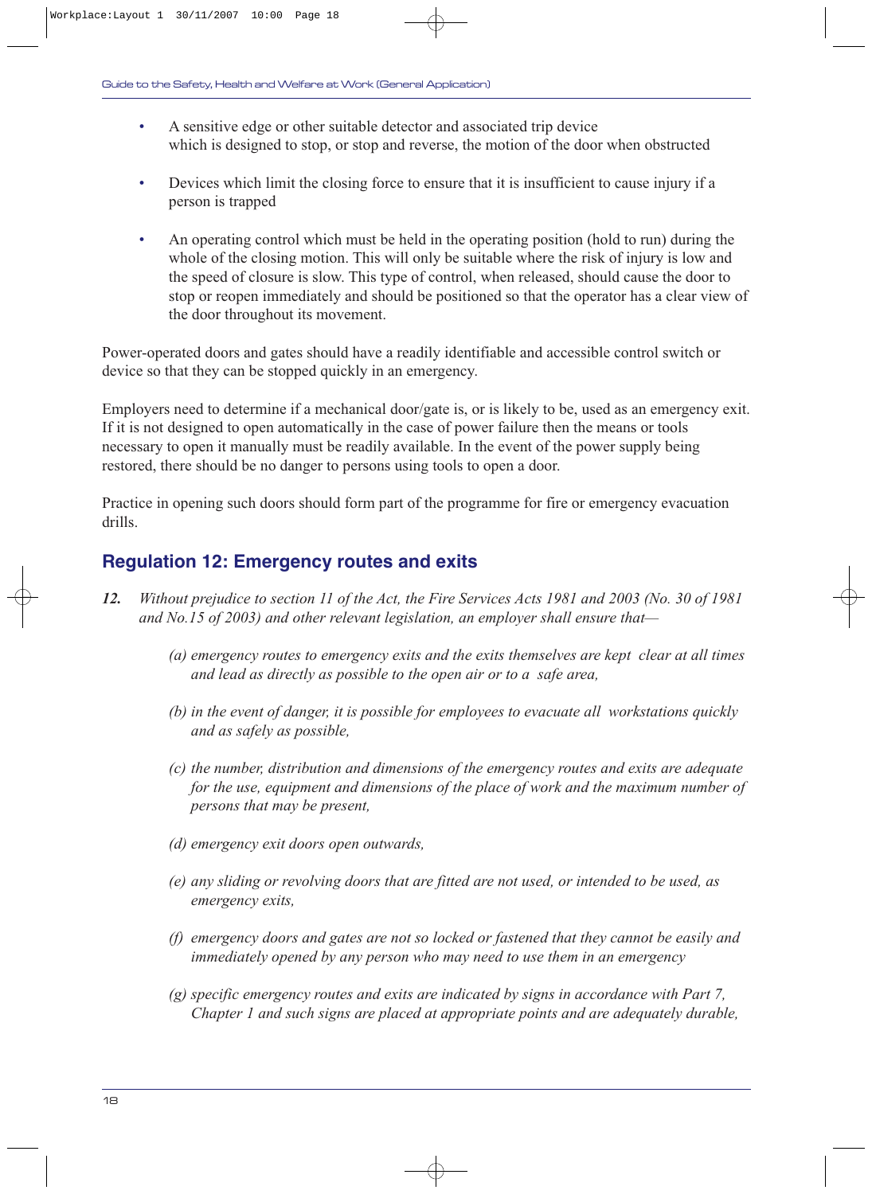- A sensitive edge or other suitable detector and associated trip device which is designed to stop, or stop and reverse, the motion of the door when obstructed

- Devices which limit the closing force to ensure that it is insufficient to cause injury if a person is trapped

- An operating control which must be held in the operating position (hold to run) during the whole of the closing motion. This will only be suitable where the risk of injury is low and the speed of closure is slow. This type of control, when released, should cause the door to stop or reopen immediately and should be positioned so that the operator has a clear view of the door throughout its movement.

Power-operated doors and gates should have a readily identifiable and accessible control switch or device so that they can be stopped quickly in an emergency.

Employers need to determine if a mechanical door/gate is, or is likely to be, used as an emergency exit. If it is not designed to open automatically in the case of power failure then the means or tools necessary to open it manually must be readily available. In the event of the power supply being restored, there should be no danger to persons using tools to open a door.

Practice in opening such doors should form part of the programme for fire or emergency evacuation drills.

## Regulation 12: Emergency routes and exits

***12.*** *Without prejudice to section 11 of the Act, the Fire Services Acts 1981 and 2003 (No. 30 of 1981 and No.15 of 2003) and other relevant legislation, an employer shall ensure that—*

*(a) emergency routes to emergency exits and the exits themselves are kept clear at all times and lead as directly as possible to the open air or to a safe area,*

*(b) in the event of danger, it is possible for employees to evacuate all workstations quickly and as safely as possible,*

*(c) the number, distribution and dimensions of the emergency routes and exits are adequate for the use, equipment and dimensions of the place of work and the maximum number of persons that may be present,*

*(d) emergency exit doors open outwards,*

*(e) any sliding or revolving doors that are fitted are not used, or intended to be used, as emergency exits,*

*(f) emergency doors and gates are not so locked or fastened that they cannot be easily and immediately opened by any person who may need to use them in an emergency*

*(g) specific emergency routes and exits are indicated by signs in accordance with Part 7, Chapter 1 and such signs are placed at appropriate points and are adequately durable,*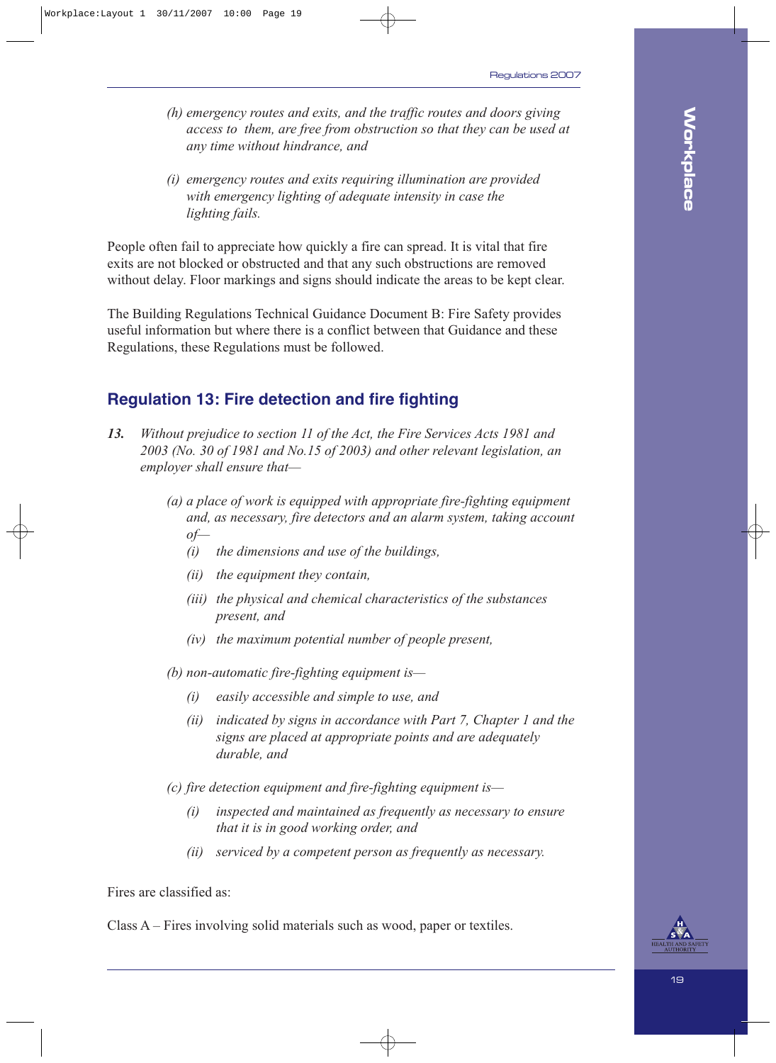*(h) emergency routes and exits, and the traffic routes and doors giving access to them, are free from obstruction so that they can be used at any time without hindrance, and*

*(i) emergency routes and exits requiring illumination are provided with emergency lighting of adequate intensity in case the lighting fails.*

People often fail to appreciate how quickly a fire can spread. It is vital that fire exits are not blocked or obstructed and that any such obstructions are removed without delay. Floor markings and signs should indicate the areas to be kept clear.

The Building Regulations Technical Guidance Document B: Fire Safety provides useful information but where there is a conflict between that Guidance and these Regulations, these Regulations must be followed.

## Regulation 13: Fire detection and fire fighting

***13.*** *Without prejudice to section 11 of the Act, the Fire Services Acts 1981 and 2003 (No. 30 of 1981 and No.15 of 2003) and other relevant legislation, an employer shall ensure that—*

*(a) a place of work is equipped with appropriate fire-fighting equipment and, as necessary, fire detectors and an alarm system, taking account of—*

- *(i) the dimensions and use of the buildings,*
- *(ii) the equipment they contain,*
- *(iii) the physical and chemical characteristics of the substances present, and*
- *(iv) the maximum potential number of people present,*

*(b) non-automatic fire-fighting equipment is—*

- *(i) easily accessible and simple to use, and*
- *(ii) indicated by signs in accordance with Part 7, Chapter 1 and the signs are placed at appropriate points and are adequately durable, and*

*(c) fire detection equipment and fire-fighting equipment is—*

- *(i) inspected and maintained as frequently as necessary to ensure that it is in good working order, and*
- *(ii) serviced by a competent person as frequently as necessary.*

Fires are classified as:

Class A – Fires involving solid materials such as wood, paper or textiles.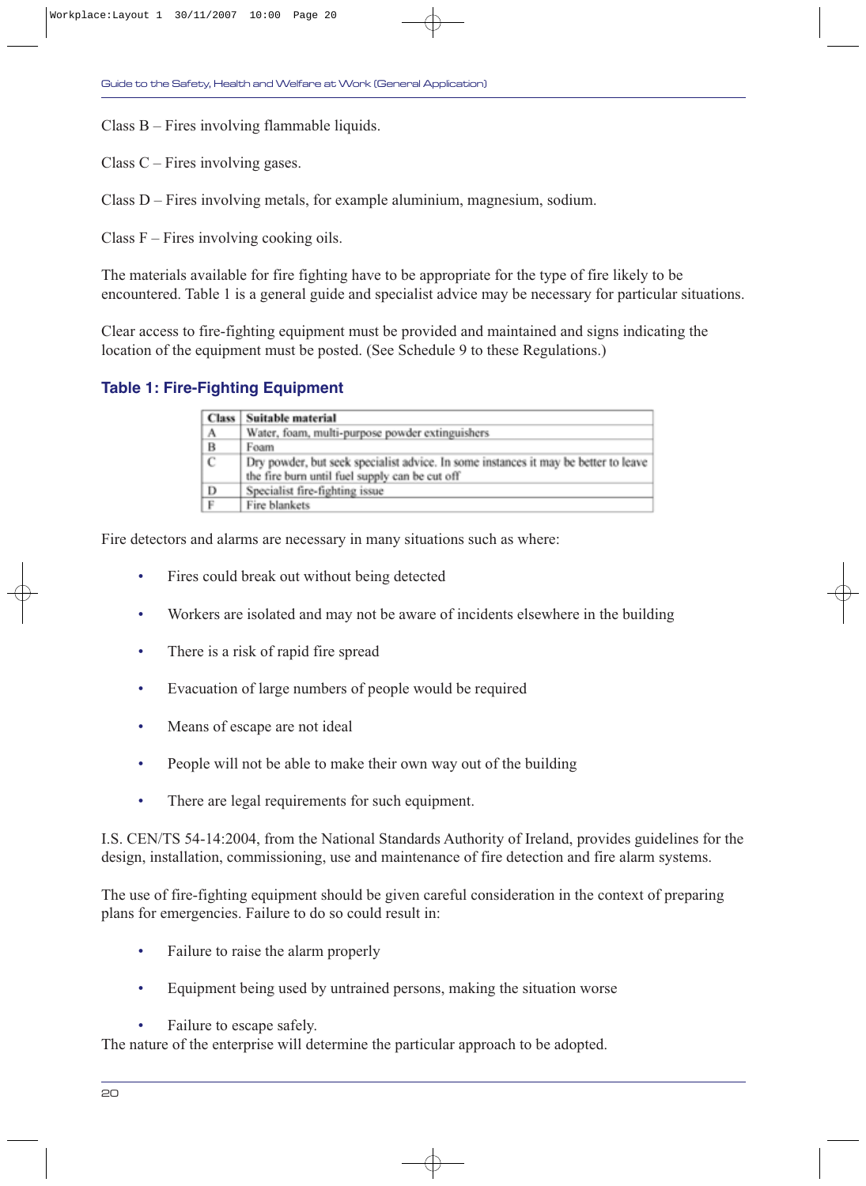Class B – Fires involving flammable liquids.

Class C – Fires involving gases.

Class D – Fires involving metals, for example aluminium, magnesium, sodium.

Class F – Fires involving cooking oils.

The materials available for fire fighting have to be appropriate for the type of fire likely to be encountered. Table 1 is a general guide and specialist advice may be necessary for particular situations.

Clear access to fire-fighting equipment must be provided and maintained and signs indicating the location of the equipment must be posted. (See Schedule 9 to these Regulations.)

### Table 1: Fire-Fighting Equipment

| Class | Suitable material |
|---|---|
| A | Water, foam, multi-purpose powder extinguishers |
| B | Foam |
| C | Dry powder, but seek specialist advice. In some instances it may be better to leave the fire burn until fuel supply can be cut off |
| D | Specialist fire-fighting issue |
| F | Fire blankets |

Fire detectors and alarms are necessary in many situations such as where:

- Fires could break out without being detected
- Workers are isolated and may not be aware of incidents elsewhere in the building
- There is a risk of rapid fire spread
- Evacuation of large numbers of people would be required
- Means of escape are not ideal
- People will not be able to make their own way out of the building
- There are legal requirements for such equipment.

I.S. CEN/TS 54-14:2004, from the National Standards Authority of Ireland, provides guidelines for the design, installation, commissioning, use and maintenance of fire detection and fire alarm systems.

The use of fire-fighting equipment should be given careful consideration in the context of preparing plans for emergencies. Failure to do so could result in:

- Failure to raise the alarm properly
- Equipment being used by untrained persons, making the situation worse
- Failure to escape safely.

The nature of the enterprise will determine the particular approach to be adopted.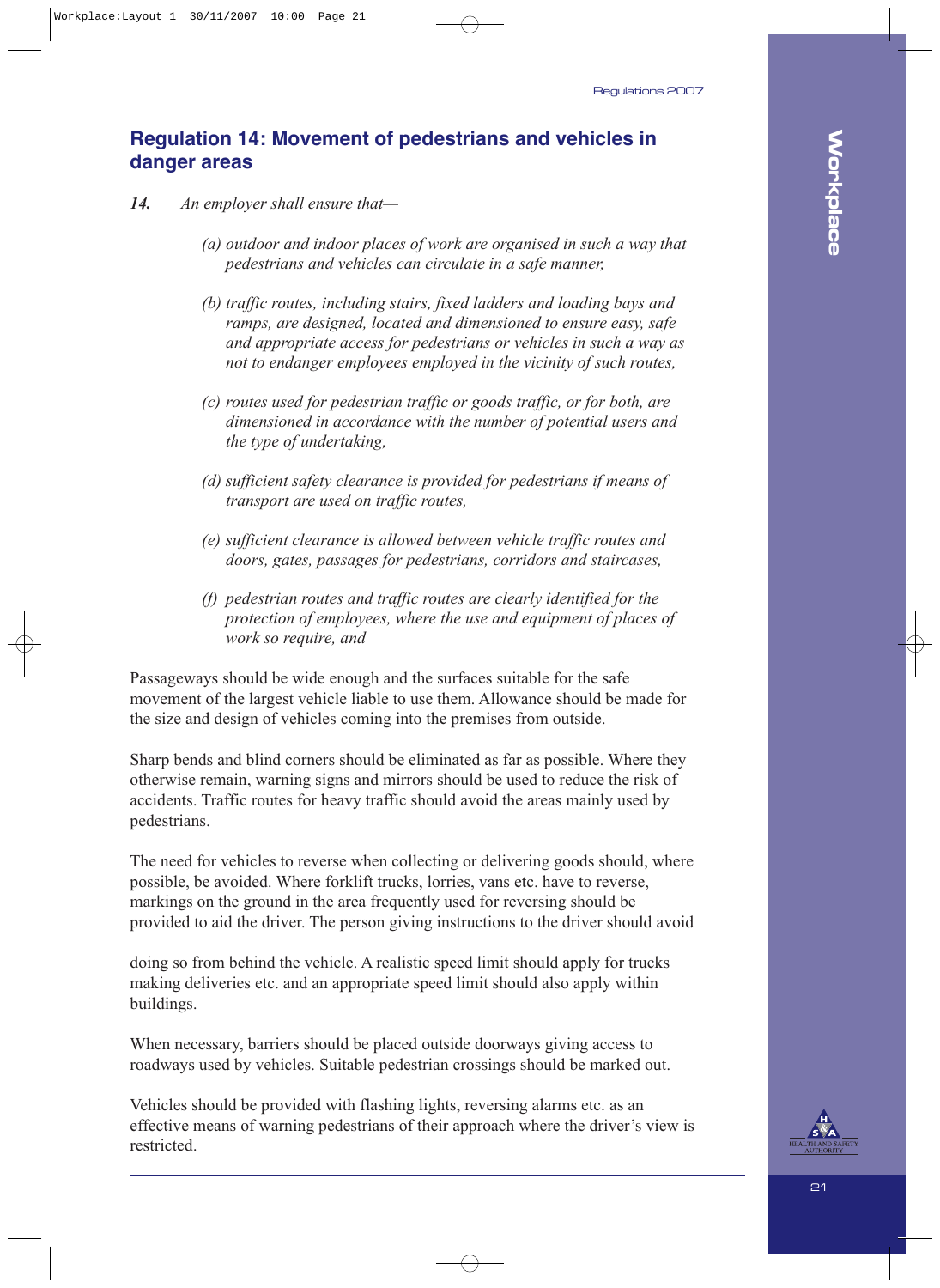## Regulation 14: Movement of pedestrians and vehicles in danger areas

***14.*** *An employer shall ensure that—*

*(a) outdoor and indoor places of work are organised in such a way that pedestrians and vehicles can circulate in a safe manner,*

*(b) traffic routes, including stairs, fixed ladders and loading bays and ramps, are designed, located and dimensioned to ensure easy, safe and appropriate access for pedestrians or vehicles in such a way as not to endanger employees employed in the vicinity of such routes,*

*(c) routes used for pedestrian traffic or goods traffic, or for both, are dimensioned in accordance with the number of potential users and the type of undertaking,*

*(d) sufficient safety clearance is provided for pedestrians if means of transport are used on traffic routes,*

*(e) sufficient clearance is allowed between vehicle traffic routes and doors, gates, passages for pedestrians, corridors and staircases,*

*(f) pedestrian routes and traffic routes are clearly identified for the protection of employees, where the use and equipment of places of work so require, and*

Passageways should be wide enough and the surfaces suitable for the safe movement of the largest vehicle liable to use them. Allowance should be made for the size and design of vehicles coming into the premises from outside.

Sharp bends and blind corners should be eliminated as far as possible. Where they otherwise remain, warning signs and mirrors should be used to reduce the risk of accidents. Traffic routes for heavy traffic should avoid the areas mainly used by pedestrians.

The need for vehicles to reverse when collecting or delivering goods should, where possible, be avoided. Where forklift trucks, lorries, vans etc. have to reverse, markings on the ground in the area frequently used for reversing should be provided to aid the driver. The person giving instructions to the driver should avoid doing so from behind the vehicle. A realistic speed limit should apply for trucks making deliveries etc. and an appropriate speed limit should also apply within buildings.

When necessary, barriers should be placed outside doorways giving access to roadways used by vehicles. Suitable pedestrian crossings should be marked out.

Vehicles should be provided with flashing lights, reversing alarms etc. as an effective means of warning pedestrians of their approach where the driver's view is restricted.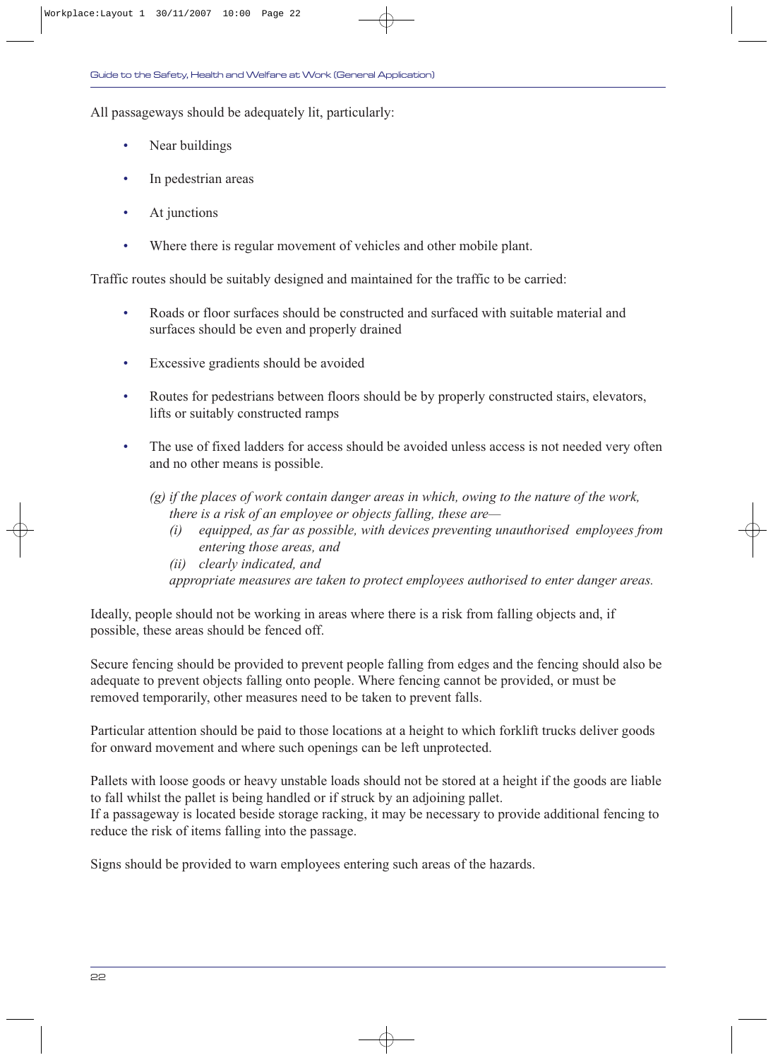All passageways should be adequately lit, particularly:

- Near buildings
- In pedestrian areas
- At junctions
- Where there is regular movement of vehicles and other mobile plant.

Traffic routes should be suitably designed and maintained for the traffic to be carried:

- Roads or floor surfaces should be constructed and surfaced with suitable material and surfaces should be even and properly drained
- Excessive gradients should be avoided
- Routes for pedestrians between floors should be by properly constructed stairs, elevators, lifts or suitably constructed ramps
- The use of fixed ladders for access should be avoided unless access is not needed very often and no other means is possible.

> *(g) if the places of work contain danger areas in which, owing to the nature of the work, there is a risk of an employee or objects falling, these are—*
>
> *(i) equipped, as far as possible, with devices preventing unauthorised employees from entering those areas, and*
>
> *(ii) clearly indicated, and*
>
> *appropriate measures are taken to protect employees authorised to enter danger areas.*

Ideally, people should not be working in areas where there is a risk from falling objects and, if possible, these areas should be fenced off.

Secure fencing should be provided to prevent people falling from edges and the fencing should also be adequate to prevent objects falling onto people. Where fencing cannot be provided, or must be removed temporarily, other measures need to be taken to prevent falls.

Particular attention should be paid to those locations at a height to which forklift trucks deliver goods for onward movement and where such openings can be left unprotected.

Pallets with loose goods or heavy unstable loads should not be stored at a height if the goods are liable to fall whilst the pallet is being handled or if struck by an adjoining pallet.
If a passageway is located beside storage racking, it may be necessary to provide additional fencing to reduce the risk of items falling into the passage.

Signs should be provided to warn employees entering such areas of the hazards.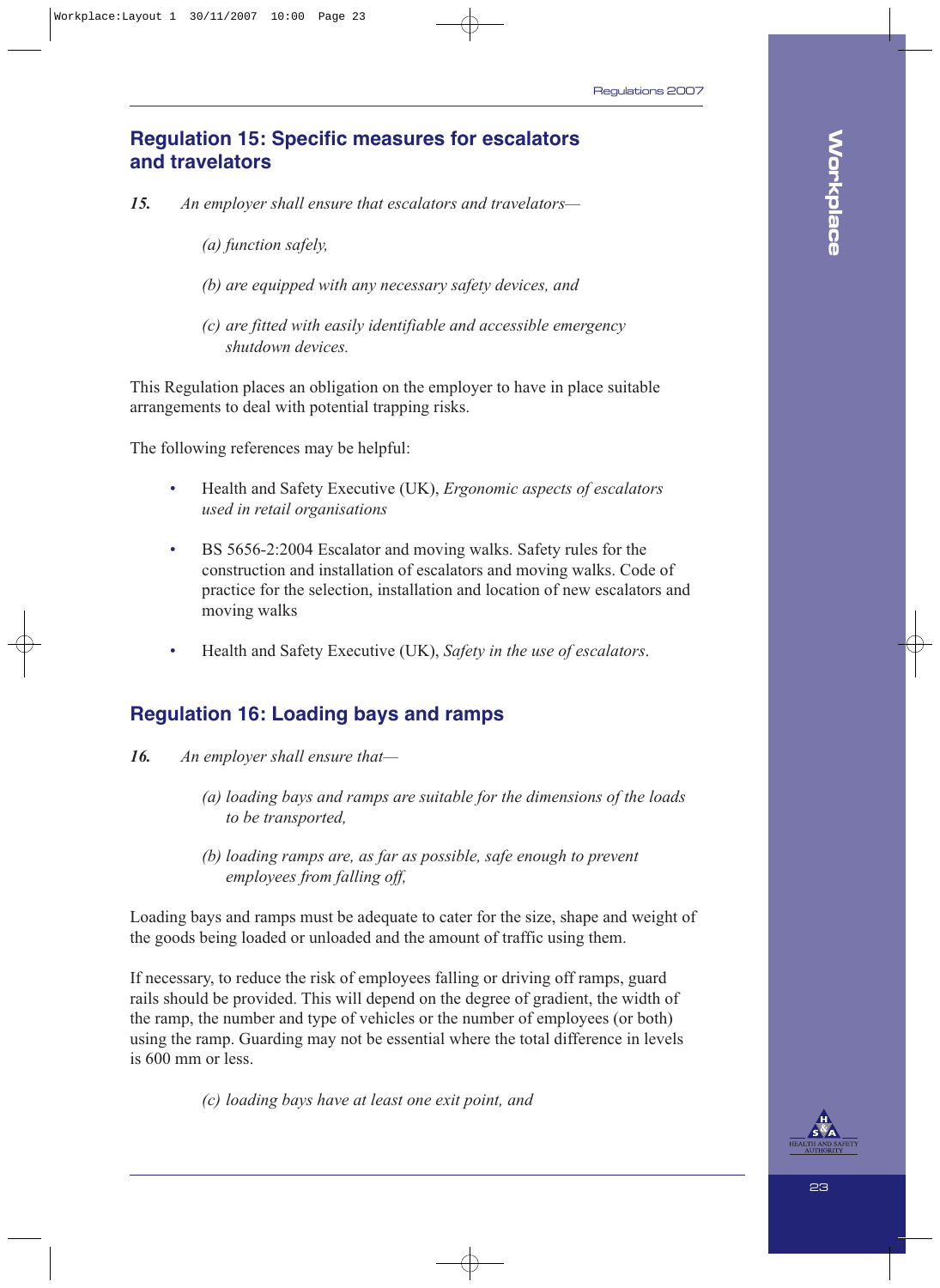## Regulation 15: Specific measures for escalators and travelators

***15.*** *An employer shall ensure that escalators and travelators—*

*(a) function safely,*

*(b) are equipped with any necessary safety devices, and*

*(c) are fitted with easily identifiable and accessible emergency shutdown devices.*

This Regulation places an obligation on the employer to have in place suitable arrangements to deal with potential trapping risks.

The following references may be helpful:

- Health and Safety Executive (UK), *Ergonomic aspects of escalators used in retail organisations*
- BS 5656-2:2004 Escalator and moving walks. Safety rules for the construction and installation of escalators and moving walks. Code of practice for the selection, installation and location of new escalators and moving walks
- Health and Safety Executive (UK), *Safety in the use of escalators*.

## Regulation 16: Loading bays and ramps

***16.*** *An employer shall ensure that—*

*(a) loading bays and ramps are suitable for the dimensions of the loads to be transported,*

*(b) loading ramps are, as far as possible, safe enough to prevent employees from falling off,*

Loading bays and ramps must be adequate to cater for the size, shape and weight of the goods being loaded or unloaded and the amount of traffic using them.

If necessary, to reduce the risk of employees falling or driving off ramps, guard rails should be provided. This will depend on the degree of gradient, the width of the ramp, the number and type of vehicles or the number of employees (or both) using the ramp. Guarding may not be essential where the total difference in levels is 600 mm or less.

*(c) loading bays have at least one exit point, and*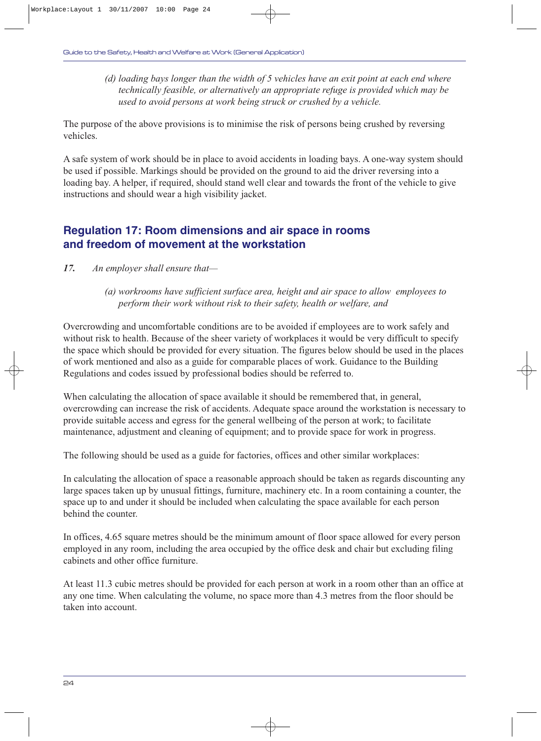*(d) loading bays longer than the width of 5 vehicles have an exit point at each end where technically feasible, or alternatively an appropriate refuge is provided which may be used to avoid persons at work being struck or crushed by a vehicle.*

The purpose of the above provisions is to minimise the risk of persons being crushed by reversing vehicles.

A safe system of work should be in place to avoid accidents in loading bays. A one-way system should be used if possible. Markings should be provided on the ground to aid the driver reversing into a loading bay. A helper, if required, should stand well clear and towards the front of the vehicle to give instructions and should wear a high visibility jacket.

## Regulation 17: Room dimensions and air space in rooms and freedom of movement at the workstation

***17.*** *An employer shall ensure that—*

*(a) workrooms have sufficient surface area, height and air space to allow employees to perform their work without risk to their safety, health or welfare, and*

Overcrowding and uncomfortable conditions are to be avoided if employees are to work safely and without risk to health. Because of the sheer variety of workplaces it would be very difficult to specify the space which should be provided for every situation. The figures below should be used in the places of work mentioned and also as a guide for comparable places of work. Guidance to the Building Regulations and codes issued by professional bodies should be referred to.

When calculating the allocation of space available it should be remembered that, in general, overcrowding can increase the risk of accidents. Adequate space around the workstation is necessary to provide suitable access and egress for the general wellbeing of the person at work; to facilitate maintenance, adjustment and cleaning of equipment; and to provide space for work in progress.

The following should be used as a guide for factories, offices and other similar workplaces:

In calculating the allocation of space a reasonable approach should be taken as regards discounting any large spaces taken up by unusual fittings, furniture, machinery etc. In a room containing a counter, the space up to and under it should be included when calculating the space available for each person behind the counter.

In offices, 4.65 square metres should be the minimum amount of floor space allowed for every person employed in any room, including the area occupied by the office desk and chair but excluding filing cabinets and other office furniture.

At least 11.3 cubic metres should be provided for each person at work in a room other than an office at any one time. When calculating the volume, no space more than 4.3 metres from the floor should be taken into account.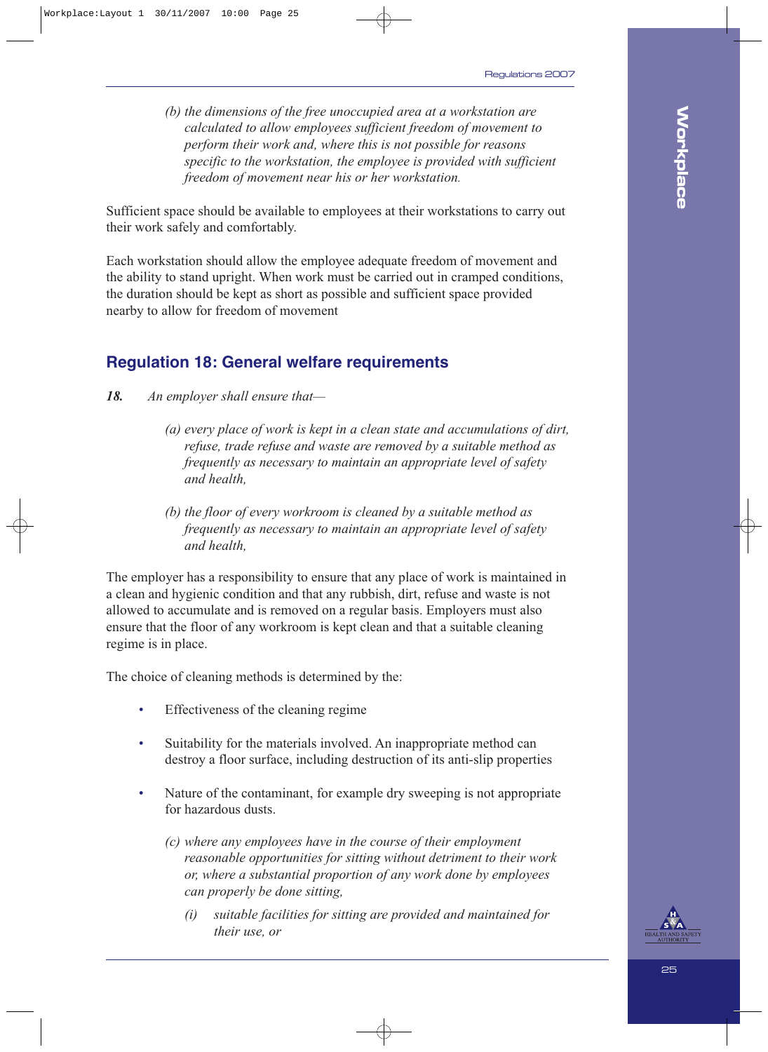*(b) the dimensions of the free unoccupied area at a workstation are calculated to allow employees sufficient freedom of movement to perform their work and, where this is not possible for reasons specific to the workstation, the employee is provided with sufficient freedom of movement near his or her workstation.*

Sufficient space should be available to employees at their workstations to carry out their work safely and comfortably.

Each workstation should allow the employee adequate freedom of movement and the ability to stand upright. When work must be carried out in cramped conditions, the duration should be kept as short as possible and sufficient space provided nearby to allow for freedom of movement

## Regulation 18: General welfare requirements

***18.*** *An employer shall ensure that—*

*(a) every place of work is kept in a clean state and accumulations of dirt, refuse, trade refuse and waste are removed by a suitable method as frequently as necessary to maintain an appropriate level of safety and health,*

*(b) the floor of every workroom is cleaned by a suitable method as frequently as necessary to maintain an appropriate level of safety and health,*

The employer has a responsibility to ensure that any place of work is maintained in a clean and hygienic condition and that any rubbish, dirt, refuse and waste is not allowed to accumulate and is removed on a regular basis. Employers must also ensure that the floor of any workroom is kept clean and that a suitable cleaning regime is in place.

The choice of cleaning methods is determined by the:

- Effectiveness of the cleaning regime
- Suitability for the materials involved. An inappropriate method can destroy a floor surface, including destruction of its anti-slip properties
- Nature of the contaminant, for example dry sweeping is not appropriate for hazardous dusts.

*(c) where any employees have in the course of their employment reasonable opportunities for sitting without detriment to their work or, where a substantial proportion of any work done by employees can properly be done sitting,*

*(i) suitable facilities for sitting are provided and maintained for their use, or*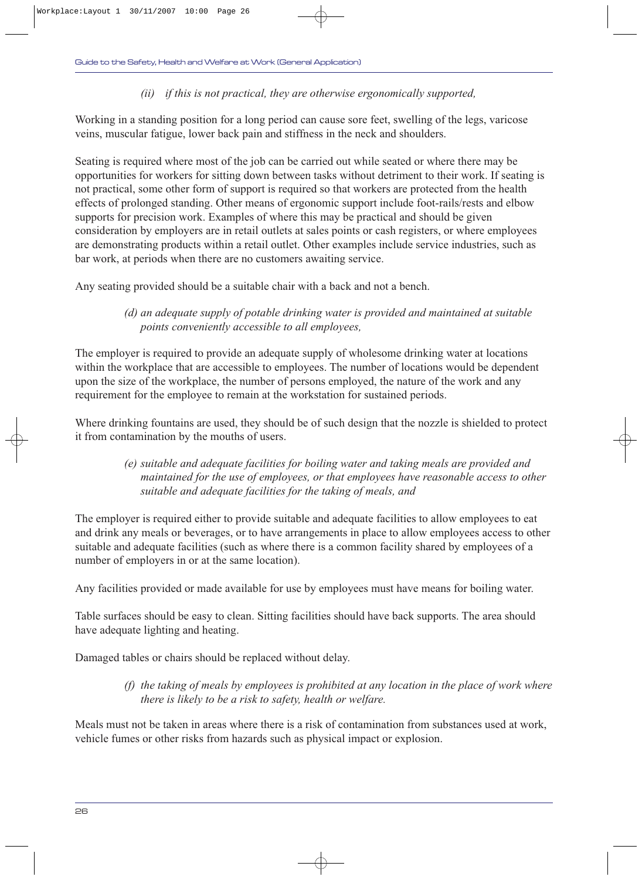*(ii) if this is not practical, they are otherwise ergonomically supported,*

Working in a standing position for a long period can cause sore feet, swelling of the legs, varicose veins, muscular fatigue, lower back pain and stiffness in the neck and shoulders.

Seating is required where most of the job can be carried out while seated or where there may be opportunities for workers for sitting down between tasks without detriment to their work. If seating is not practical, some other form of support is required so that workers are protected from the health effects of prolonged standing. Other means of ergonomic support include foot-rails/rests and elbow supports for precision work. Examples of where this may be practical and should be given consideration by employers are in retail outlets at sales points or cash registers, or where employees are demonstrating products within a retail outlet. Other examples include service industries, such as bar work, at periods when there are no customers awaiting service.

Any seating provided should be a suitable chair with a back and not a bench.

*(d) an adequate supply of potable drinking water is provided and maintained at suitable points conveniently accessible to all employees,*

The employer is required to provide an adequate supply of wholesome drinking water at locations within the workplace that are accessible to employees. The number of locations would be dependent upon the size of the workplace, the number of persons employed, the nature of the work and any requirement for the employee to remain at the workstation for sustained periods.

Where drinking fountains are used, they should be of such design that the nozzle is shielded to protect it from contamination by the mouths of users.

*(e) suitable and adequate facilities for boiling water and taking meals are provided and maintained for the use of employees, or that employees have reasonable access to other suitable and adequate facilities for the taking of meals, and*

The employer is required either to provide suitable and adequate facilities to allow employees to eat and drink any meals or beverages, or to have arrangements in place to allow employees access to other suitable and adequate facilities (such as where there is a common facility shared by employees of a number of employers in or at the same location).

Any facilities provided or made available for use by employees must have means for boiling water.

Table surfaces should be easy to clean. Sitting facilities should have back supports. The area should have adequate lighting and heating.

Damaged tables or chairs should be replaced without delay.

*(f) the taking of meals by employees is prohibited at any location in the place of work where there is likely to be a risk to safety, health or welfare.*

Meals must not be taken in areas where there is a risk of contamination from substances used at work, vehicle fumes or other risks from hazards such as physical impact or explosion.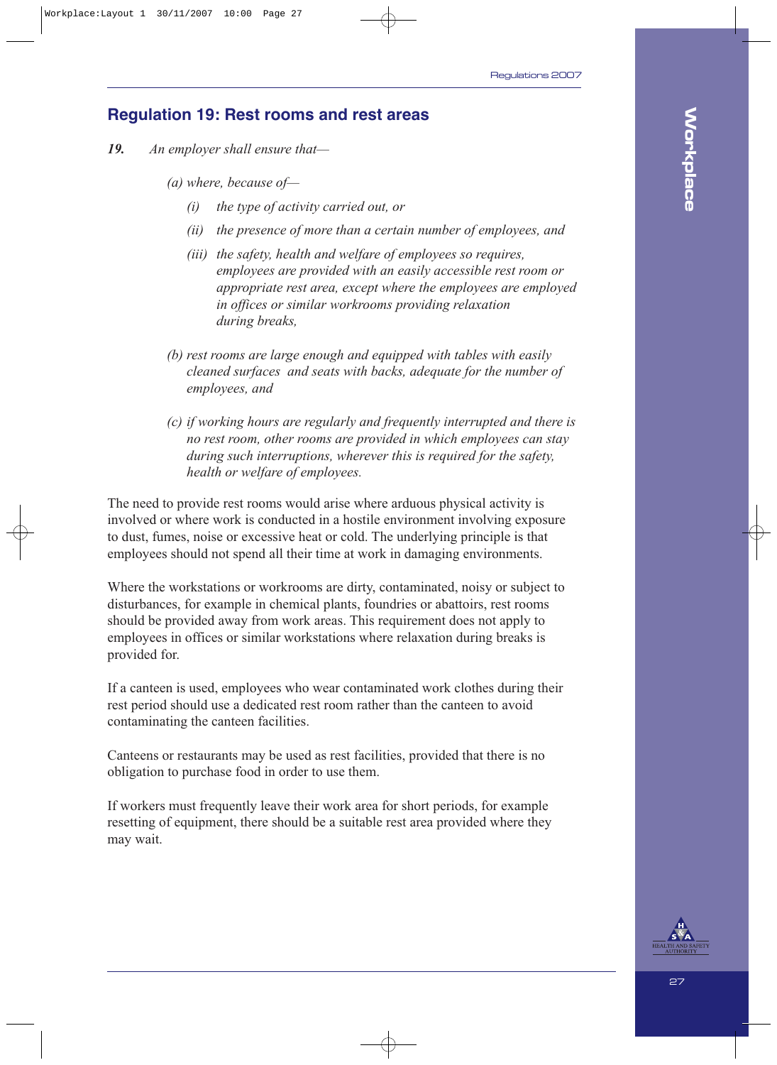## Regulation 19: Rest rooms and rest areas

***19.*** *An employer shall ensure that—*

*(a) where, because of—*

*(i) the type of activity carried out, or*

*(ii) the presence of more than a certain number of employees, and*

*(iii) the safety, health and welfare of employees so requires, employees are provided with an easily accessible rest room or appropriate rest area, except where the employees are employed in offices or similar workrooms providing relaxation during breaks,*

*(b) rest rooms are large enough and equipped with tables with easily cleaned surfaces and seats with backs, adequate for the number of employees, and*

*(c) if working hours are regularly and frequently interrupted and there is no rest room, other rooms are provided in which employees can stay during such interruptions, wherever this is required for the safety, health or welfare of employees.*

The need to provide rest rooms would arise where arduous physical activity is involved or where work is conducted in a hostile environment involving exposure to dust, fumes, noise or excessive heat or cold. The underlying principle is that employees should not spend all their time at work in damaging environments.

Where the workstations or workrooms are dirty, contaminated, noisy or subject to disturbances, for example in chemical plants, foundries or abattoirs, rest rooms should be provided away from work areas. This requirement does not apply to employees in offices or similar workstations where relaxation during breaks is provided for.

If a canteen is used, employees who wear contaminated work clothes during their rest period should use a dedicated rest room rather than the canteen to avoid contaminating the canteen facilities.

Canteens or restaurants may be used as rest facilities, provided that there is no obligation to purchase food in order to use them.

If workers must frequently leave their work area for short periods, for example resetting of equipment, there should be a suitable rest area provided where they may wait.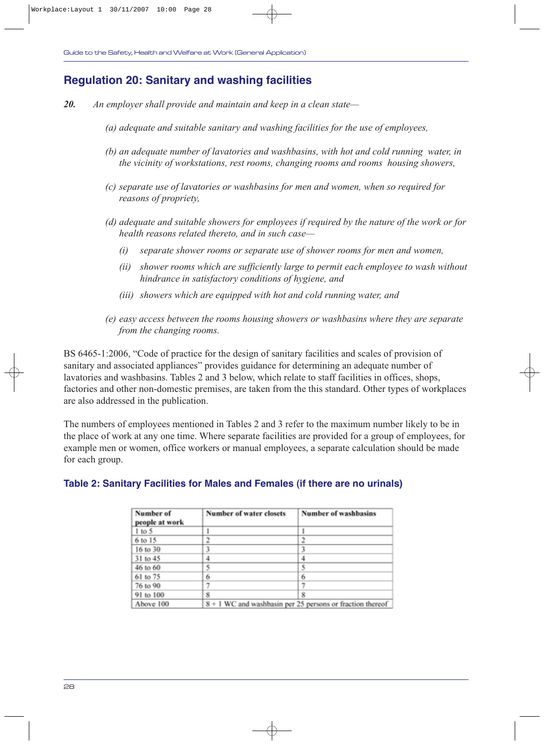## Regulation 20: Sanitary and washing facilities

***20.*** *An employer shall provide and maintain and keep in a clean state—*

*(a) adequate and suitable sanitary and washing facilities for the use of employees,*

*(b) an adequate number of lavatories and washbasins, with hot and cold running water, in the vicinity of workstations, rest rooms, changing rooms and rooms housing showers,*

*(c) separate use of lavatories or washbasins for men and women, when so required for reasons of propriety,*

*(d) adequate and suitable showers for employees if required by the nature of the work or for health reasons related thereto, and in such case—*

*(i) separate shower rooms or separate use of shower rooms for men and women,*

*(ii) shower rooms which are sufficiently large to permit each employee to wash without hindrance in satisfactory conditions of hygiene, and*

*(iii) showers which are equipped with hot and cold running water, and*

*(e) easy access between the rooms housing showers or washbasins where they are separate from the changing rooms.*

BS 6465-1:2006, "Code of practice for the design of sanitary facilities and scales of provision of sanitary and associated appliances" provides guidance for determining an adequate number of lavatories and washbasins. Tables 2 and 3 below, which relate to staff facilities in offices, shops, factories and other non-domestic premises, are taken from the this standard. Other types of workplaces are also addressed in the publication.

The numbers of employees mentioned in Tables 2 and 3 refer to the maximum number likely to be in the place of work at any one time. Where separate facilities are provided for a group of employees, for example men or women, office workers or manual employees, a separate calculation should be made for each group.

### Table 2: Sanitary Facilities for Males and Females (if there are no urinals)

| Number of people at work | Number of water closets | Number of washbasins |
|---|---|---|
| 1 to 5 | 1 | 1 |
| 6 to 15 | 2 | 2 |
| 16 to 30 | 3 | 3 |
| 31 to 45 | 4 | 4 |
| 46 to 60 | 5 | 5 |
| 61 to 75 | 6 | 6 |
| 76 to 90 | 7 | 7 |
| 91 to 100 | 8 | 8 |
| Above 100 | 8 + 1 WC and washbasin per 25 persons or fraction thereof | |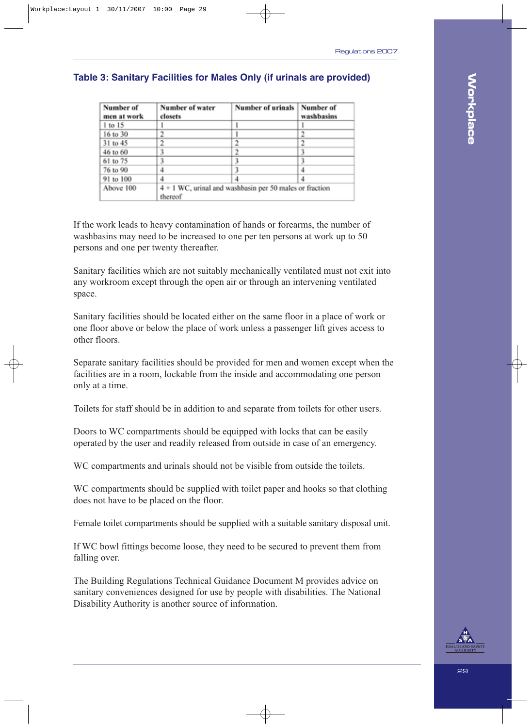### Table 3: Sanitary Facilities for Males Only (if urinals are provided)

| Number of men at work | Number of water closets | Number of urinals | Number of washbasins |
|---|---|---|---|
| 1 to 15 | 1 | 1 | 1 |
| 16 to 30 | 2 | 1 | 2 |
| 31 to 45 | 2 | 2 | 2 |
| 46 to 60 | 3 | 2 | 3 |
| 61 to 75 | 3 | 3 | 3 |
| 76 to 90 | 4 | 3 | 4 |
| 91 to 100 | 4 | 4 | 4 |
| Above 100 | 4 + 1 WC, urinal and washbasin per 50 males or fraction thereof | | |

If the work leads to heavy contamination of hands or forearms, the number of washbasins may need to be increased to one per ten persons at work up to 50 persons and one per twenty thereafter.

Sanitary facilities which are not suitably mechanically ventilated must not exit into any workroom except through the open air or through an intervening ventilated space.

Sanitary facilities should be located either on the same floor in a place of work or one floor above or below the place of work unless a passenger lift gives access to other floors.

Separate sanitary facilities should be provided for men and women except when the facilities are in a room, lockable from the inside and accommodating one person only at a time.

Toilets for staff should be in addition to and separate from toilets for other users.

Doors to WC compartments should be equipped with locks that can be easily operated by the user and readily released from outside in case of an emergency.

WC compartments and urinals should not be visible from outside the toilets.

WC compartments should be supplied with toilet paper and hooks so that clothing does not have to be placed on the floor.

Female toilet compartments should be supplied with a suitable sanitary disposal unit.

If WC bowl fittings become loose, they need to be secured to prevent them from falling over.

The Building Regulations Technical Guidance Document M provides advice on sanitary conveniences designed for use by people with disabilities. The National Disability Authority is another source of information.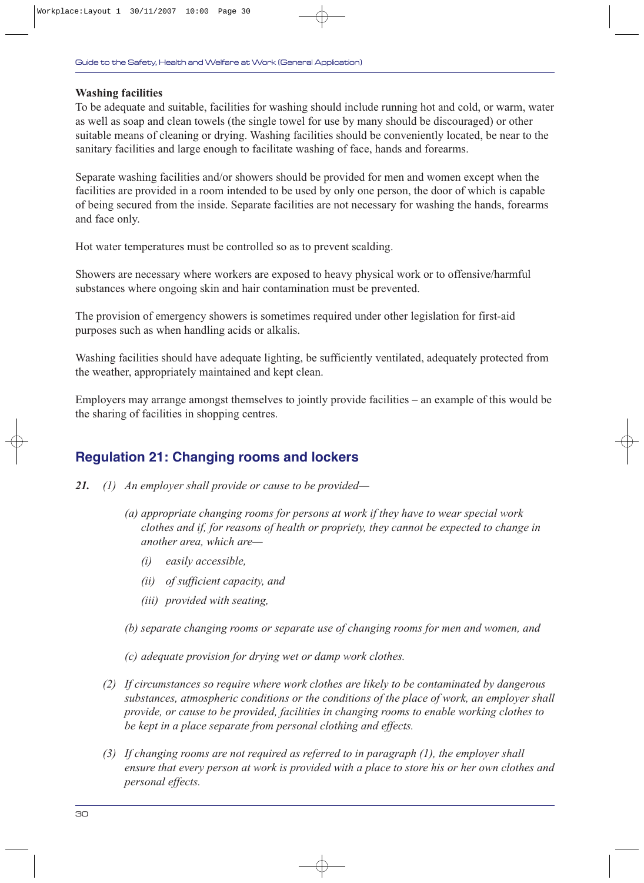**Washing facilities**

To be adequate and suitable, facilities for washing should include running hot and cold, or warm, water as well as soap and clean towels (the single towel for use by many should be discouraged) or other suitable means of cleaning or drying. Washing facilities should be conveniently located, be near to the sanitary facilities and large enough to facilitate washing of face, hands and forearms.

Separate washing facilities and/or showers should be provided for men and women except when the facilities are provided in a room intended to be used by only one person, the door of which is capable of being secured from the inside. Separate facilities are not necessary for washing the hands, forearms and face only.

Hot water temperatures must be controlled so as to prevent scalding.

Showers are necessary where workers are exposed to heavy physical work or to offensive/harmful substances where ongoing skin and hair contamination must be prevented.

The provision of emergency showers is sometimes required under other legislation for first-aid purposes such as when handling acids or alkalis.

Washing facilities should have adequate lighting, be sufficiently ventilated, adequately protected from the weather, appropriately maintained and kept clean.

Employers may arrange amongst themselves to jointly provide facilities – an example of this would be the sharing of facilities in shopping centres.

## Regulation 21: Changing rooms and lockers

***21.*** *(1) An employer shall provide or cause to be provided—*

*(a) appropriate changing rooms for persons at work if they have to wear special work clothes and if, for reasons of health or propriety, they cannot be expected to change in another area, which are—*

*(i) easily accessible,*

*(ii) of sufficient capacity, and*

*(iii) provided with seating,*

*(b) separate changing rooms or separate use of changing rooms for men and women, and*

*(c) adequate provision for drying wet or damp work clothes.*

*(2) If circumstances so require where work clothes are likely to be contaminated by dangerous substances, atmospheric conditions or the conditions of the place of work, an employer shall provide, or cause to be provided, facilities in changing rooms to enable working clothes to be kept in a place separate from personal clothing and effects.*

*(3) If changing rooms are not required as referred to in paragraph (1), the employer shall ensure that every person at work is provided with a place to store his or her own clothes and personal effects.*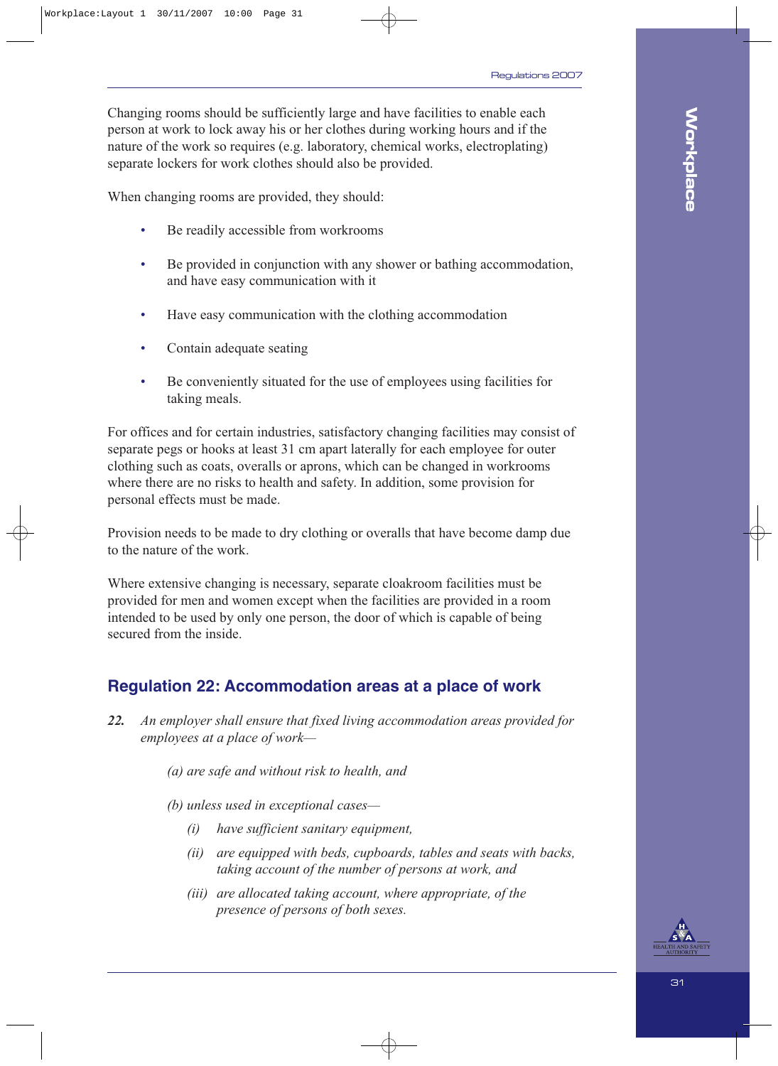Changing rooms should be sufficiently large and have facilities to enable each person at work to lock away his or her clothes during working hours and if the nature of the work so requires (e.g. laboratory, chemical works, electroplating) separate lockers for work clothes should also be provided.

When changing rooms are provided, they should:

- Be readily accessible from workrooms
- Be provided in conjunction with any shower or bathing accommodation, and have easy communication with it
- Have easy communication with the clothing accommodation
- Contain adequate seating
- Be conveniently situated for the use of employees using facilities for taking meals.

For offices and for certain industries, satisfactory changing facilities may consist of separate pegs or hooks at least 31 cm apart laterally for each employee for outer clothing such as coats, overalls or aprons, which can be changed in workrooms where there are no risks to health and safety. In addition, some provision for personal effects must be made.

Provision needs to be made to dry clothing or overalls that have become damp due to the nature of the work.

Where extensive changing is necessary, separate cloakroom facilities must be provided for men and women except when the facilities are provided in a room intended to be used by only one person, the door of which is capable of being secured from the inside.

## Regulation 22: Accommodation areas at a place of work

***22.*** *An employer shall ensure that fixed living accommodation areas provided for employees at a place of work—*

*(a) are safe and without risk to health, and*

*(b) unless used in exceptional cases—*

*(i) have sufficient sanitary equipment,*

*(ii) are equipped with beds, cupboards, tables and seats with backs, taking account of the number of persons at work, and*

*(iii) are allocated taking account, where appropriate, of the presence of persons of both sexes.*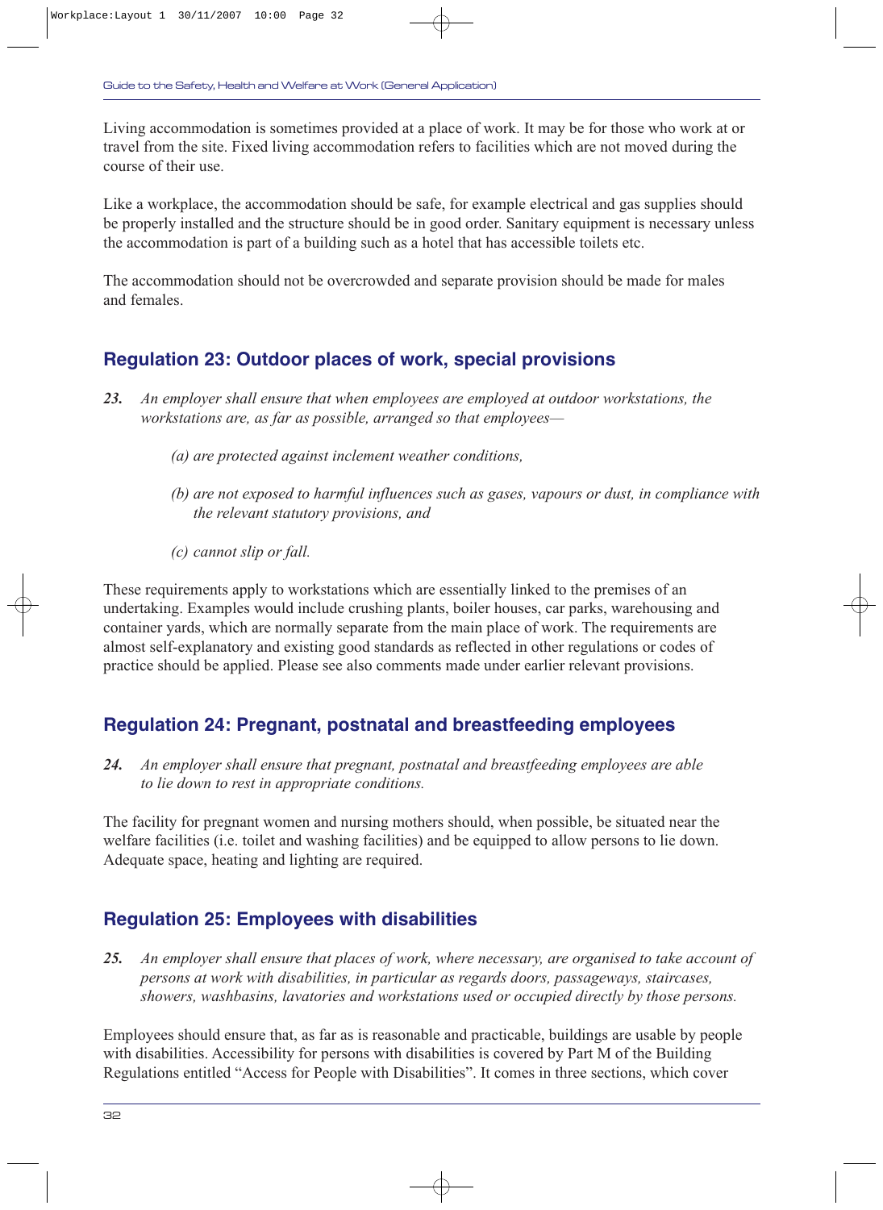Living accommodation is sometimes provided at a place of work. It may be for those who work at or travel from the site. Fixed living accommodation refers to facilities which are not moved during the course of their use.

Like a workplace, the accommodation should be safe, for example electrical and gas supplies should be properly installed and the structure should be in good order. Sanitary equipment is necessary unless the accommodation is part of a building such as a hotel that has accessible toilets etc.

The accommodation should not be overcrowded and separate provision should be made for males and females.

## Regulation 23: Outdoor places of work, special provisions

***23.*** *An employer shall ensure that when employees are employed at outdoor workstations, the workstations are, as far as possible, arranged so that employees—*

*(a) are protected against inclement weather conditions,*

*(b) are not exposed to harmful influences such as gases, vapours or dust, in compliance with the relevant statutory provisions, and*

*(c) cannot slip or fall.*

These requirements apply to workstations which are essentially linked to the premises of an undertaking. Examples would include crushing plants, boiler houses, car parks, warehousing and container yards, which are normally separate from the main place of work. The requirements are almost self-explanatory and existing good standards as reflected in other regulations or codes of practice should be applied. Please see also comments made under earlier relevant provisions.

## Regulation 24: Pregnant, postnatal and breastfeeding employees

***24.*** *An employer shall ensure that pregnant, postnatal and breastfeeding employees are able to lie down to rest in appropriate conditions.*

The facility for pregnant women and nursing mothers should, when possible, be situated near the welfare facilities (i.e. toilet and washing facilities) and be equipped to allow persons to lie down. Adequate space, heating and lighting are required.

## Regulation 25: Employees with disabilities

***25.*** *An employer shall ensure that places of work, where necessary, are organised to take account of persons at work with disabilities, in particular as regards doors, passageways, staircases, showers, washbasins, lavatories and workstations used or occupied directly by those persons.*

Employees should ensure that, as far as is reasonable and practicable, buildings are usable by people with disabilities. Accessibility for persons with disabilities is covered by Part M of the Building Regulations entitled "Access for People with Disabilities". It comes in three sections, which cover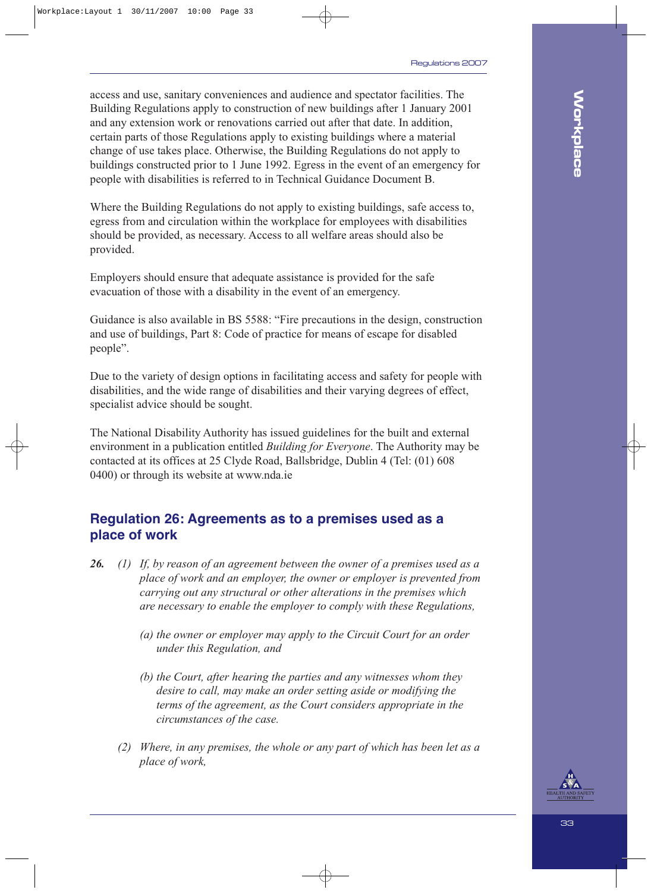access and use, sanitary conveniences and audience and spectator facilities. The Building Regulations apply to construction of new buildings after 1 January 2001 and any extension work or renovations carried out after that date. In addition, certain parts of those Regulations apply to existing buildings where a material change of use takes place. Otherwise, the Building Regulations do not apply to buildings constructed prior to 1 June 1992. Egress in the event of an emergency for people with disabilities is referred to in Technical Guidance Document B.

Where the Building Regulations do not apply to existing buildings, safe access to, egress from and circulation within the workplace for employees with disabilities should be provided, as necessary. Access to all welfare areas should also be provided.

Employers should ensure that adequate assistance is provided for the safe evacuation of those with a disability in the event of an emergency.

Guidance is also available in BS 5588: "Fire precautions in the design, construction and use of buildings, Part 8: Code of practice for means of escape for disabled people".

Due to the variety of design options in facilitating access and safety for people with disabilities, and the wide range of disabilities and their varying degrees of effect, specialist advice should be sought.

The National Disability Authority has issued guidelines for the built and external environment in a publication entitled *Building for Everyone*. The Authority may be contacted at its offices at 25 Clyde Road, Ballsbridge, Dublin 4 (Tel: (01) 608 0400) or through its website at www.nda.ie

## Regulation 26: Agreements as to a premises used as a place of work

***26.*** *(1) If, by reason of an agreement between the owner of a premises used as a place of work and an employer, the owner or employer is prevented from carrying out any structural or other alterations in the premises which are necessary to enable the employer to comply with these Regulations,*

*(a) the owner or employer may apply to the Circuit Court for an order under this Regulation, and*

*(b) the Court, after hearing the parties and any witnesses whom they desire to call, may make an order setting aside or modifying the terms of the agreement, as the Court considers appropriate in the circumstances of the case.*

*(2) Where, in any premises, the whole or any part of which has been let as a place of work,*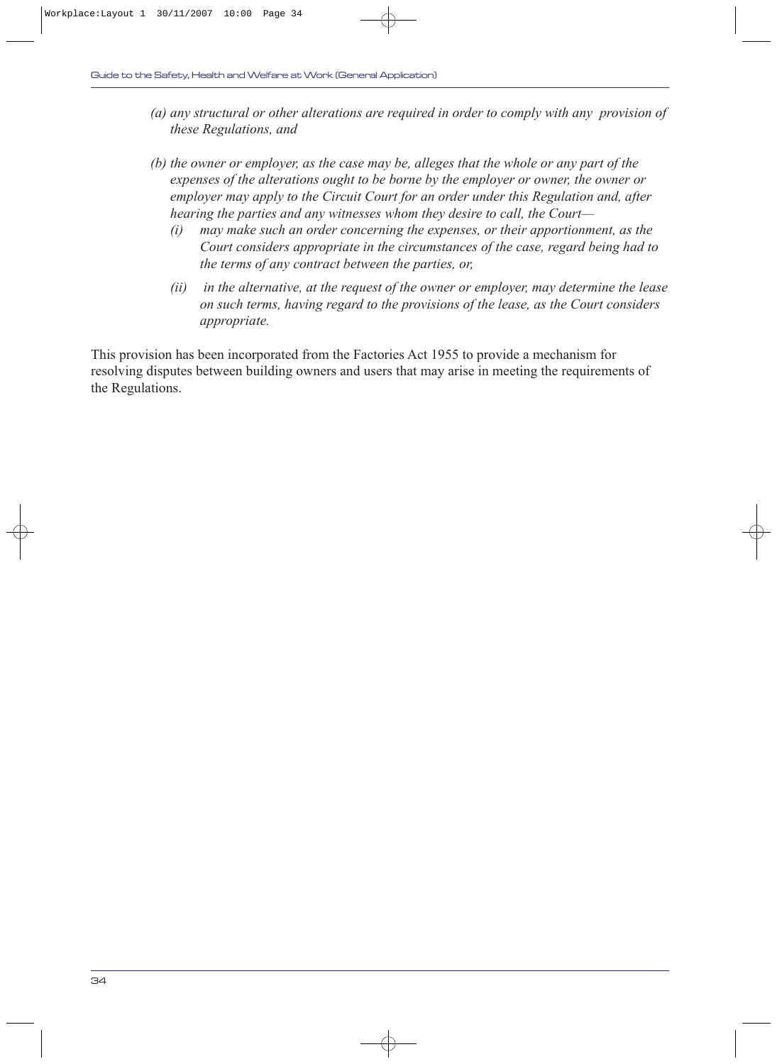*(a) any structural or other alterations are required in order to comply with any provision of these Regulations, and*

*(b) the owner or employer, as the case may be, alleges that the whole or any part of the expenses of the alterations ought to be borne by the employer or owner, the owner or employer may apply to the Circuit Court for an order under this Regulation and, after hearing the parties and any witnesses whom they desire to call, the Court—*

- *(i) may make such an order concerning the expenses, or their apportionment, as the Court considers appropriate in the circumstances of the case, regard being had to the terms of any contract between the parties, or,*
- *(ii) in the alternative, at the request of the owner or employer, may determine the lease on such terms, having regard to the provisions of the lease, as the Court considers appropriate.*

This provision has been incorporated from the Factories Act 1955 to provide a mechanism for resolving disputes between building owners and users that may arise in meeting the requirements of the Regulations.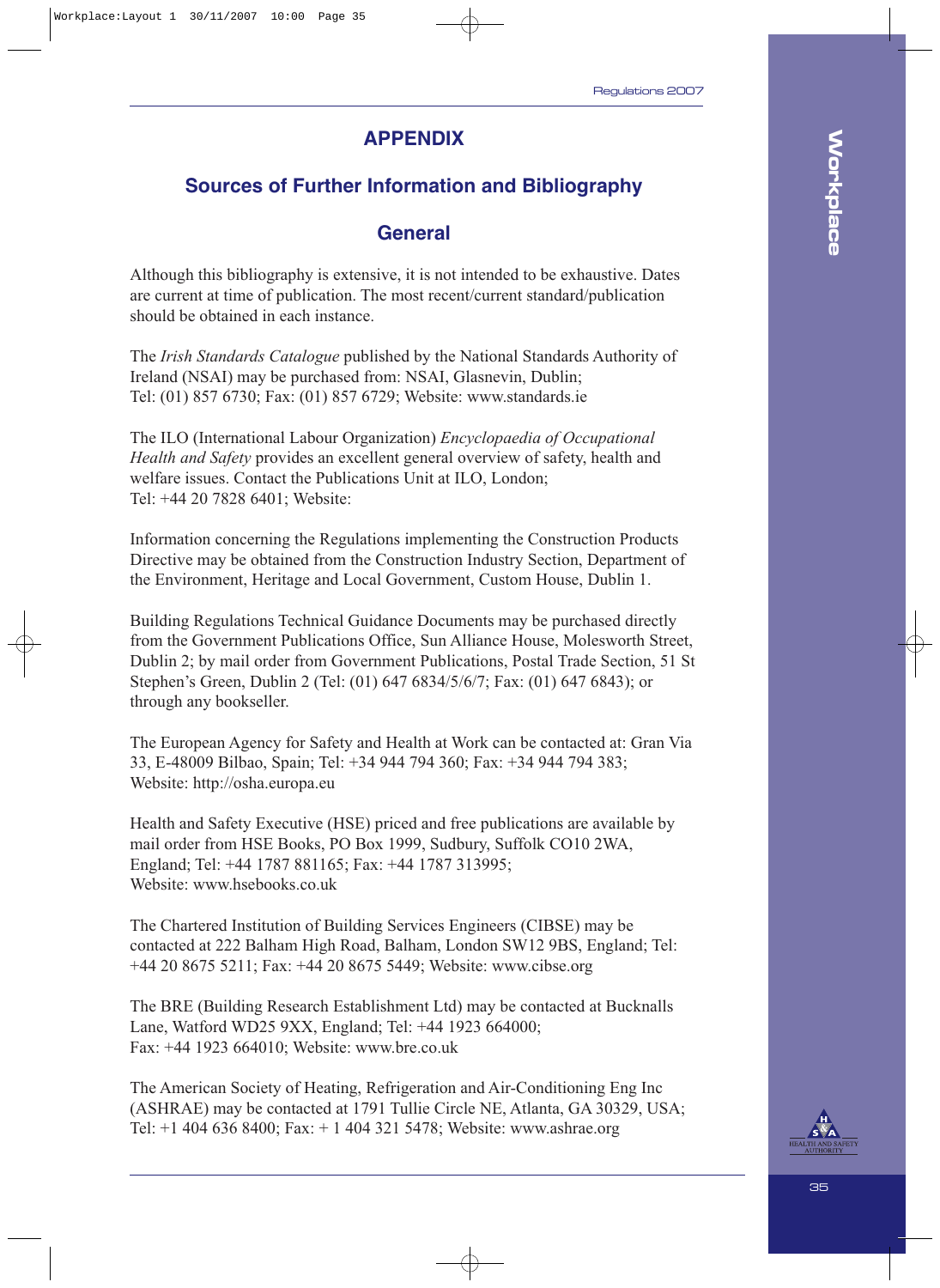# APPENDIX

## Sources of Further Information and Bibliography

### General

Although this bibliography is extensive, it is not intended to be exhaustive. Dates are current at time of publication. The most recent/current standard/publication should be obtained in each instance.

The *Irish Standards Catalogue* published by the National Standards Authority of Ireland (NSAI) may be purchased from: NSAI, Glasnevin, Dublin; Tel: (01) 857 6730; Fax: (01) 857 6729; Website: www.standards.ie

The ILO (International Labour Organization) *Encyclopaedia of Occupational Health and Safety* provides an excellent general overview of safety, health and welfare issues. Contact the Publications Unit at ILO, London; Tel: +44 20 7828 6401; Website:

Information concerning the Regulations implementing the Construction Products Directive may be obtained from the Construction Industry Section, Department of the Environment, Heritage and Local Government, Custom House, Dublin 1.

Building Regulations Technical Guidance Documents may be purchased directly from the Government Publications Office, Sun Alliance House, Molesworth Street, Dublin 2; by mail order from Government Publications, Postal Trade Section, 51 St Stephen's Green, Dublin 2 (Tel: (01) 647 6834/5/6/7; Fax: (01) 647 6843); or through any bookseller.

The European Agency for Safety and Health at Work can be contacted at: Gran Via 33, E-48009 Bilbao, Spain; Tel: +34 944 794 360; Fax: +34 944 794 383; Website: http://osha.europa.eu

Health and Safety Executive (HSE) priced and free publications are available by mail order from HSE Books, PO Box 1999, Sudbury, Suffolk CO10 2WA, England; Tel: +44 1787 881165; Fax: +44 1787 313995; Website: www.hsebooks.co.uk

The Chartered Institution of Building Services Engineers (CIBSE) may be contacted at 222 Balham High Road, Balham, London SW12 9BS, England; Tel: +44 20 8675 5211; Fax: +44 20 8675 5449; Website: www.cibse.org

The BRE (Building Research Establishment Ltd) may be contacted at Bucknalls Lane, Watford WD25 9XX, England; Tel: +44 1923 664000; Fax: +44 1923 664010; Website: www.bre.co.uk

The American Society of Heating, Refrigeration and Air-Conditioning Eng Inc (ASHRAE) may be contacted at 1791 Tullie Circle NE, Atlanta, GA 30329, USA; Tel: +1 404 636 8400; Fax: + 1 404 321 5478; Website: www.ashrae.org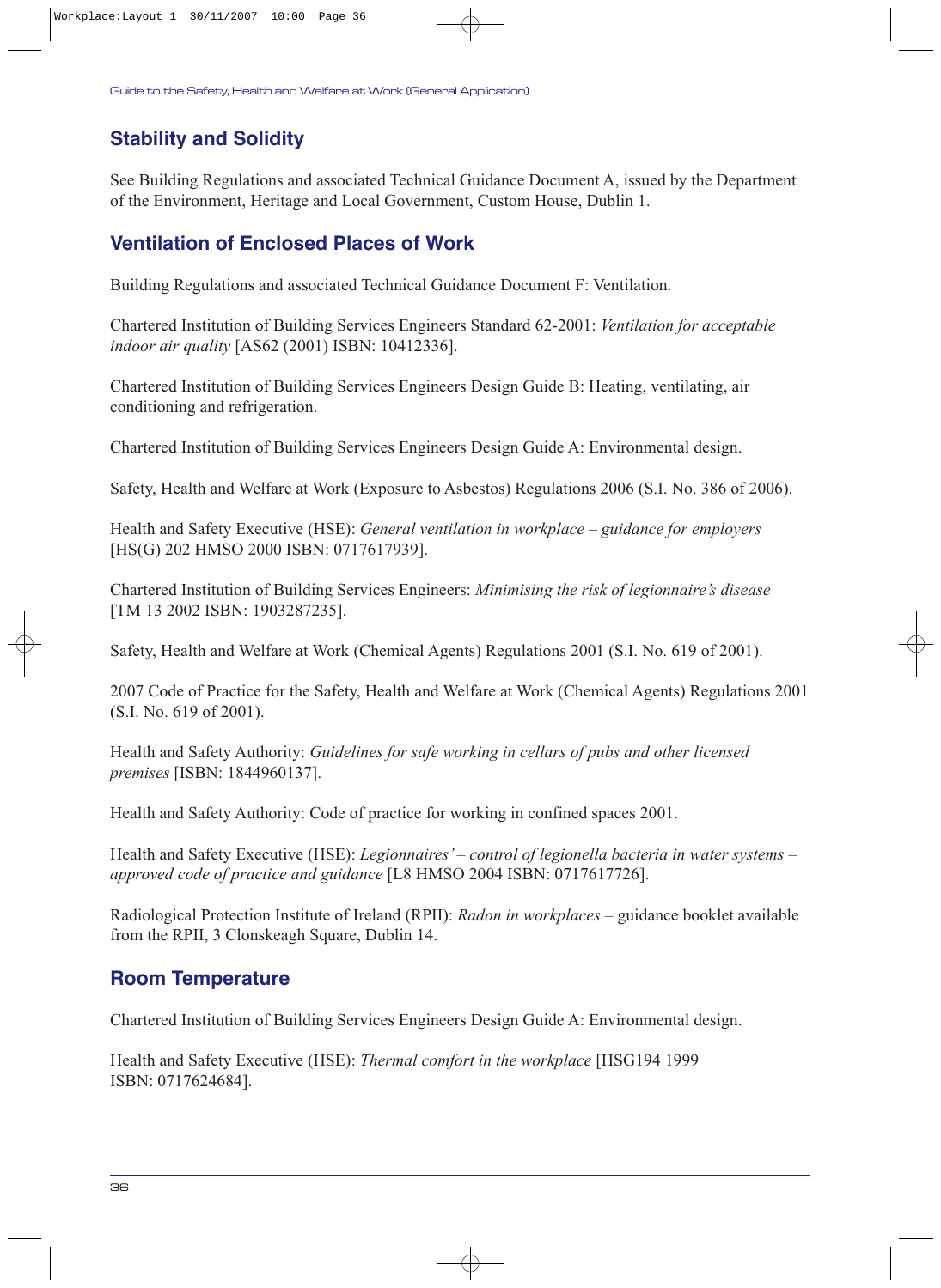## Stability and Solidity

See Building Regulations and associated Technical Guidance Document A, issued by the Department of the Environment, Heritage and Local Government, Custom House, Dublin 1.

## Ventilation of Enclosed Places of Work

Building Regulations and associated Technical Guidance Document F: Ventilation.

Chartered Institution of Building Services Engineers Standard 62-2001: *Ventilation for acceptable indoor air quality* [AS62 (2001) ISBN: 10412336].

Chartered Institution of Building Services Engineers Design Guide B: Heating, ventilating, air conditioning and refrigeration.

Chartered Institution of Building Services Engineers Design Guide A: Environmental design.

Safety, Health and Welfare at Work (Exposure to Asbestos) Regulations 2006 (S.I. No. 386 of 2006).

Health and Safety Executive (HSE): *General ventilation in workplace – guidance for employers* [HS(G) 202 HMSO 2000 ISBN: 0717617939].

Chartered Institution of Building Services Engineers: *Minimising the risk of legionnaire's disease* [TM 13 2002 ISBN: 1903287235].

Safety, Health and Welfare at Work (Chemical Agents) Regulations 2001 (S.I. No. 619 of 2001).

2007 Code of Practice for the Safety, Health and Welfare at Work (Chemical Agents) Regulations 2001 (S.I. No. 619 of 2001).

Health and Safety Authority: *Guidelines for safe working in cellars of pubs and other licensed premises* [ISBN: 1844960137].

Health and Safety Authority: Code of practice for working in confined spaces 2001.

Health and Safety Executive (HSE): *Legionnaires' – control of legionella bacteria in water systems – approved code of practice and guidance* [L8 HMSO 2004 ISBN: 0717617726].

Radiological Protection Institute of Ireland (RPII): *Radon in workplaces* – guidance booklet available from the RPII, 3 Clonskeagh Square, Dublin 14.

## Room Temperature

Chartered Institution of Building Services Engineers Design Guide A: Environmental design.

Health and Safety Executive (HSE): *Thermal comfort in the workplace* [HSG194 1999 ISBN: 0717624684].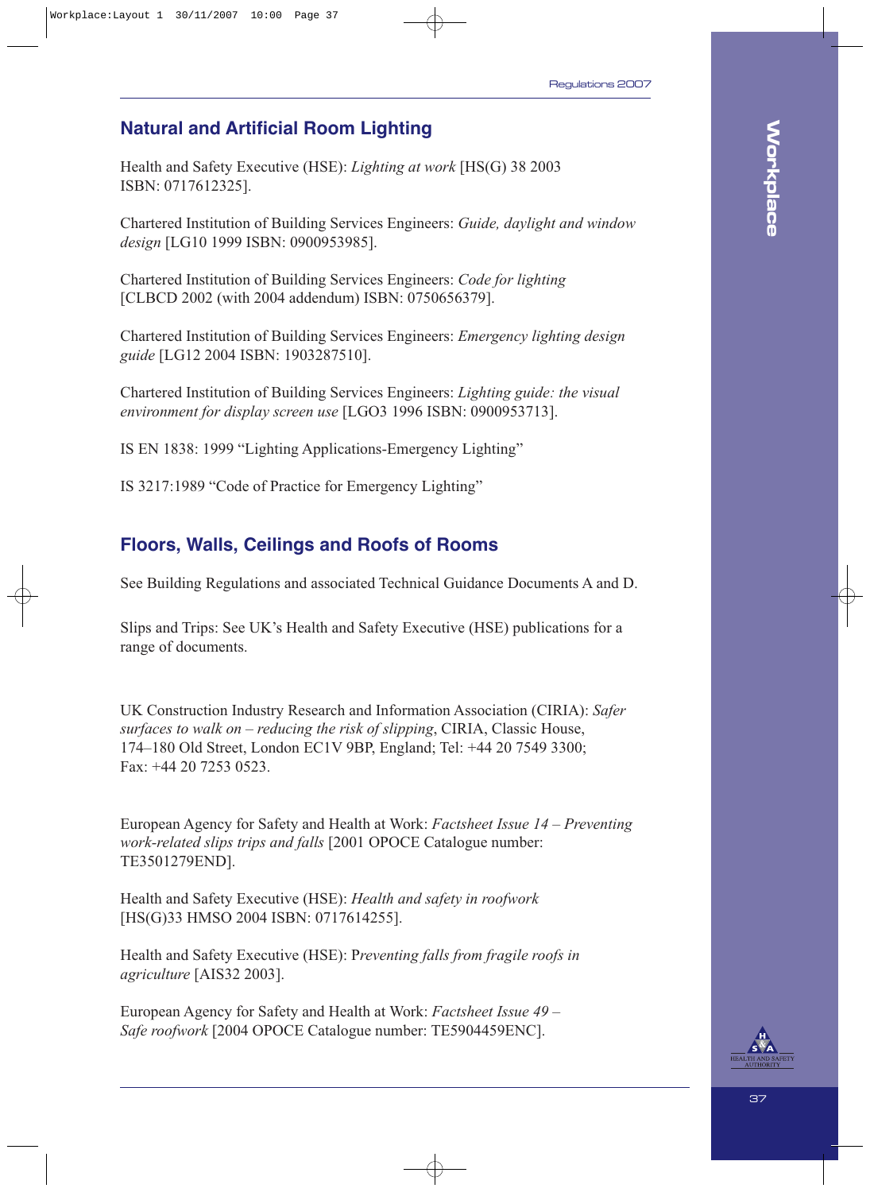## Natural and Artificial Room Lighting

Health and Safety Executive (HSE): *Lighting at work* [HS(G) 38 2003 ISBN: 0717612325].

Chartered Institution of Building Services Engineers: *Guide, daylight and window design* [LG10 1999 ISBN: 0900953985].

Chartered Institution of Building Services Engineers: *Code for lighting* [CLBCD 2002 (with 2004 addendum) ISBN: 0750656379].

Chartered Institution of Building Services Engineers: *Emergency lighting design guide* [LG12 2004 ISBN: 1903287510].

Chartered Institution of Building Services Engineers: *Lighting guide: the visual environment for display screen use* [LGO3 1996 ISBN: 0900953713].

IS EN 1838: 1999 "Lighting Applications-Emergency Lighting"

IS 3217:1989 "Code of Practice for Emergency Lighting"

## Floors, Walls, Ceilings and Roofs of Rooms

See Building Regulations and associated Technical Guidance Documents A and D.

Slips and Trips: See UK's Health and Safety Executive (HSE) publications for a range of documents.

UK Construction Industry Research and Information Association (CIRIA): *Safer surfaces to walk on – reducing the risk of slipping*, CIRIA, Classic House, 174–180 Old Street, London EC1V 9BP, England; Tel: +44 20 7549 3300; Fax: +44 20 7253 0523.

European Agency for Safety and Health at Work: *Factsheet Issue 14 – Preventing work-related slips trips and falls* [2001 OPOCE Catalogue number: TE3501279END].

Health and Safety Executive (HSE): *Health and safety in roofwork* [HS(G)33 HMSO 2004 ISBN: 0717614255].

Health and Safety Executive (HSE): P*reventing falls from fragile roofs in agriculture* [AIS32 2003].

European Agency for Safety and Health at Work: *Factsheet Issue 49 – Safe roofwork* [2004 OPOCE Catalogue number: TE5904459ENC].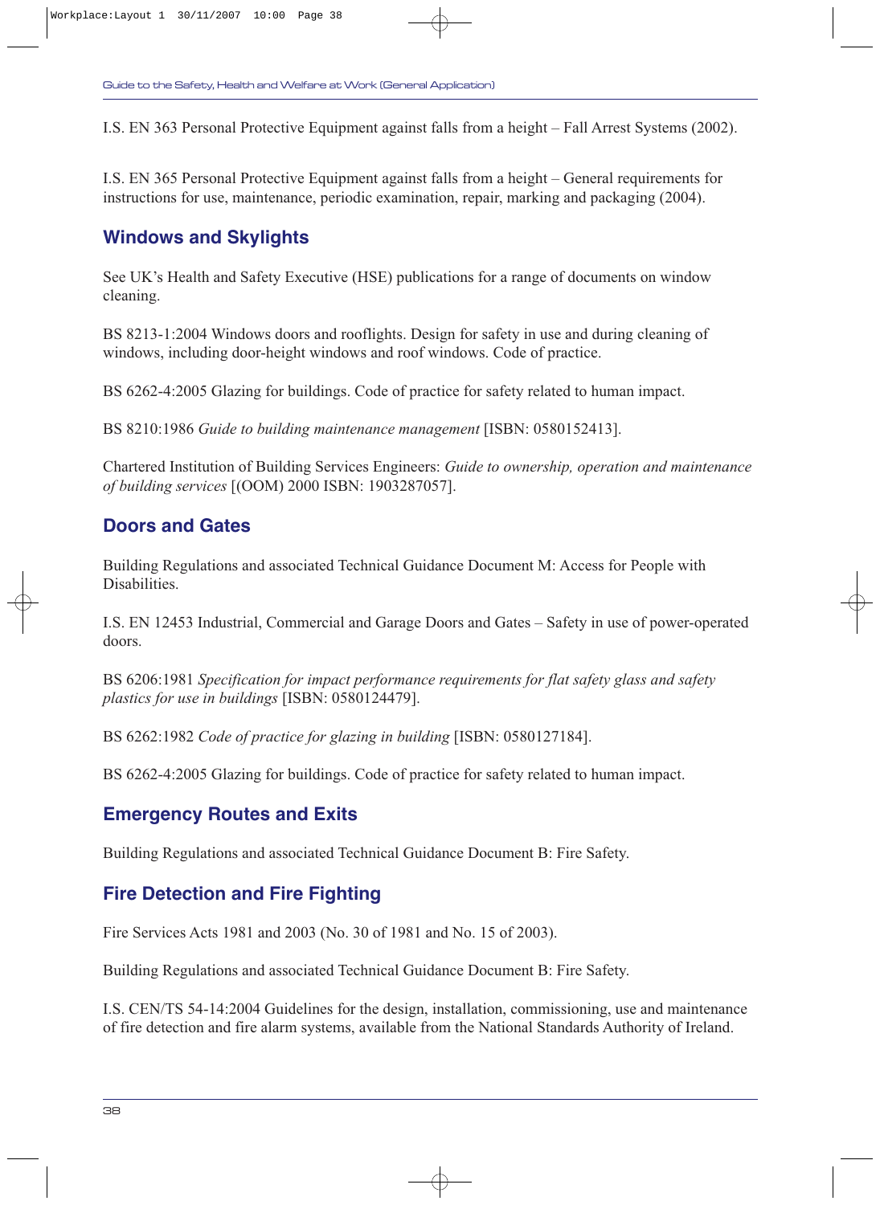I.S. EN 363 Personal Protective Equipment against falls from a height – Fall Arrest Systems (2002).

I.S. EN 365 Personal Protective Equipment against falls from a height – General requirements for instructions for use, maintenance, periodic examination, repair, marking and packaging (2004).

## Windows and Skylights

See UK's Health and Safety Executive (HSE) publications for a range of documents on window cleaning.

BS 8213-1:2004 Windows doors and rooflights. Design for safety in use and during cleaning of windows, including door-height windows and roof windows. Code of practice.

BS 6262-4:2005 Glazing for buildings. Code of practice for safety related to human impact.

BS 8210:1986 *Guide to building maintenance management* [ISBN: 0580152413].

Chartered Institution of Building Services Engineers: *Guide to ownership, operation and maintenance of building services* [(OOM) 2000 ISBN: 1903287057].

## Doors and Gates

Building Regulations and associated Technical Guidance Document M: Access for People with Disabilities.

I.S. EN 12453 Industrial, Commercial and Garage Doors and Gates – Safety in use of power-operated doors.

BS 6206:1981 *Specification for impact performance requirements for flat safety glass and safety plastics for use in buildings* [ISBN: 0580124479].

BS 6262:1982 *Code of practice for glazing in building* [ISBN: 0580127184].

BS 6262-4:2005 Glazing for buildings. Code of practice for safety related to human impact.

## Emergency Routes and Exits

Building Regulations and associated Technical Guidance Document B: Fire Safety.

## Fire Detection and Fire Fighting

Fire Services Acts 1981 and 2003 (No. 30 of 1981 and No. 15 of 2003).

Building Regulations and associated Technical Guidance Document B: Fire Safety.

I.S. CEN/TS 54-14:2004 Guidelines for the design, installation, commissioning, use and maintenance of fire detection and fire alarm systems, available from the National Standards Authority of Ireland.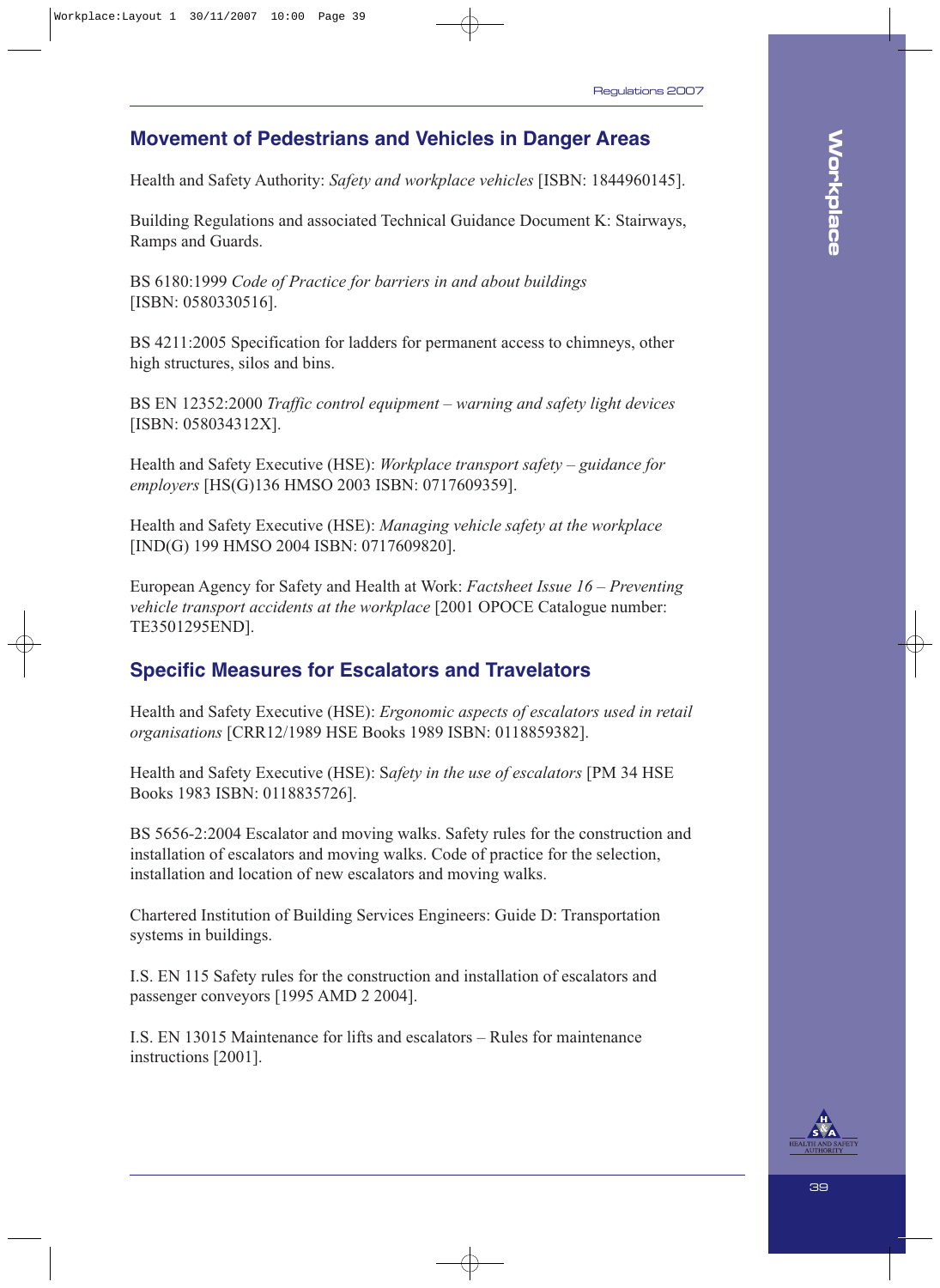## Movement of Pedestrians and Vehicles in Danger Areas

Health and Safety Authority: *Safety and workplace vehicles* [ISBN: 1844960145].

Building Regulations and associated Technical Guidance Document K: Stairways, Ramps and Guards.

BS 6180:1999 *Code of Practice for barriers in and about buildings* [ISBN: 0580330516].

BS 4211:2005 Specification for ladders for permanent access to chimneys, other high structures, silos and bins.

BS EN 12352:2000 *Traffic control equipment – warning and safety light devices* [ISBN: 058034312X].

Health and Safety Executive (HSE): *Workplace transport safety – guidance for employers* [HS(G)136 HMSO 2003 ISBN: 0717609359].

Health and Safety Executive (HSE): *Managing vehicle safety at the workplace* [IND(G) 199 HMSO 2004 ISBN: 0717609820].

European Agency for Safety and Health at Work: *Factsheet Issue 16 – Preventing vehicle transport accidents at the workplace* [2001 OPOCE Catalogue number: TE3501295END].

## Specific Measures for Escalators and Travelators

Health and Safety Executive (HSE): *Ergonomic aspects of escalators used in retail organisations* [CRR12/1989 HSE Books 1989 ISBN: 0118859382].

Health and Safety Executive (HSE): S*afety in the use of escalators* [PM 34 HSE Books 1983 ISBN: 0118835726].

BS 5656-2:2004 Escalator and moving walks. Safety rules for the construction and installation of escalators and moving walks. Code of practice for the selection, installation and location of new escalators and moving walks.

Chartered Institution of Building Services Engineers: Guide D: Transportation systems in buildings.

I.S. EN 115 Safety rules for the construction and installation of escalators and passenger conveyors [1995 AMD 2 2004].

I.S. EN 13015 Maintenance for lifts and escalators – Rules for maintenance instructions [2001].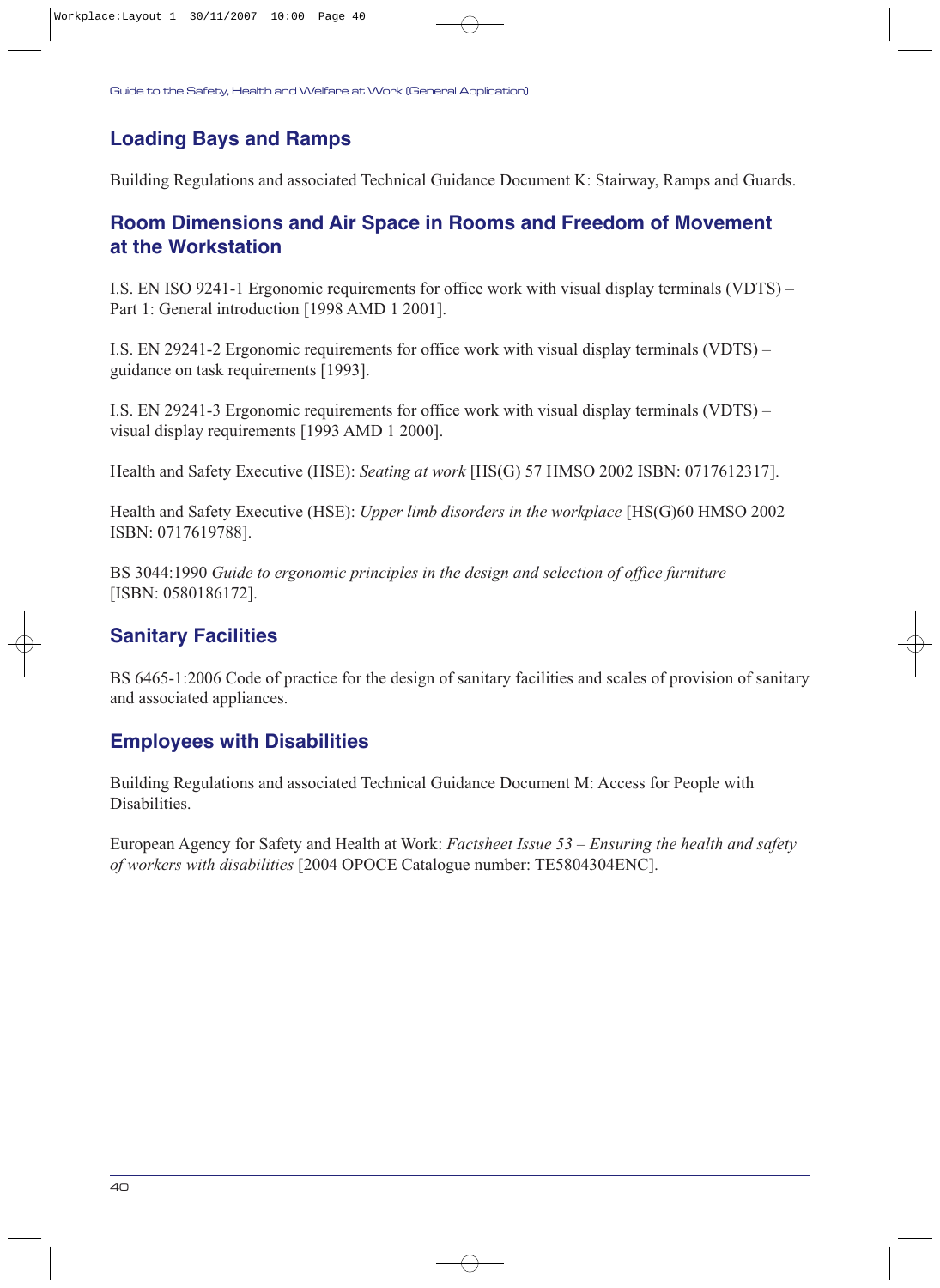## Loading Bays and Ramps

Building Regulations and associated Technical Guidance Document K: Stairway, Ramps and Guards.

## Room Dimensions and Air Space in Rooms and Freedom of Movement at the Workstation

I.S. EN ISO 9241-1 Ergonomic requirements for office work with visual display terminals (VDTS) – Part 1: General introduction [1998 AMD 1 2001].

I.S. EN 29241-2 Ergonomic requirements for office work with visual display terminals (VDTS) – guidance on task requirements [1993].

I.S. EN 29241-3 Ergonomic requirements for office work with visual display terminals (VDTS) – visual display requirements [1993 AMD 1 2000].

Health and Safety Executive (HSE): *Seating at work* [HS(G) 57 HMSO 2002 ISBN: 0717612317].

Health and Safety Executive (HSE): *Upper limb disorders in the workplace* [HS(G)60 HMSO 2002 ISBN: 0717619788].

BS 3044:1990 *Guide to ergonomic principles in the design and selection of office furniture* [ISBN: 0580186172].

## Sanitary Facilities

BS 6465-1:2006 Code of practice for the design of sanitary facilities and scales of provision of sanitary and associated appliances.

## Employees with Disabilities

Building Regulations and associated Technical Guidance Document M: Access for People with Disabilities.

European Agency for Safety and Health at Work: *Factsheet Issue 53 – Ensuring the health and safety of workers with disabilities* [2004 OPOCE Catalogue number: TE5804304ENC].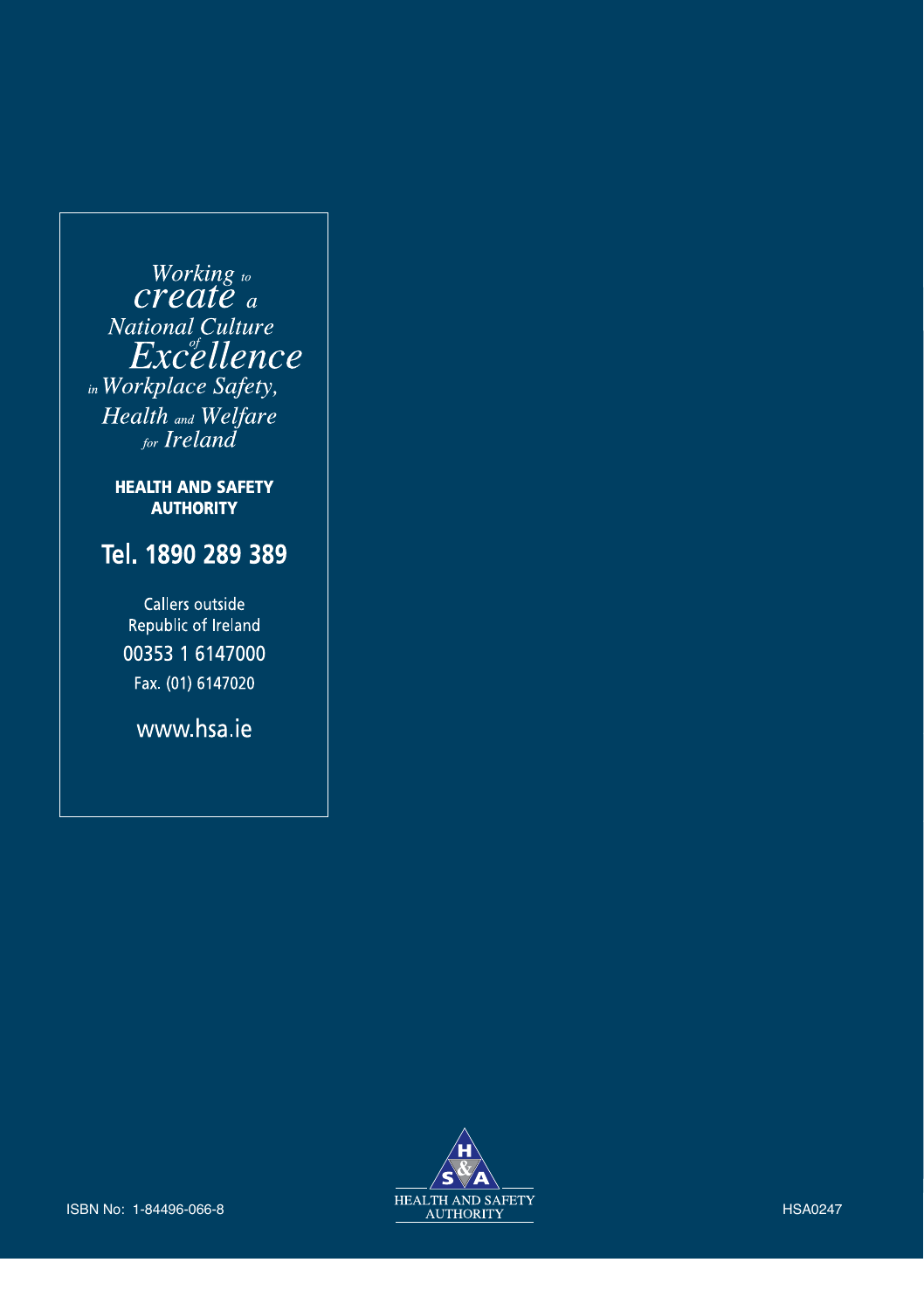*Working to create a National Culture of Excellence in Workplace Safety, Health and Welfare for Ireland*

**HEALTH AND SAFETY AUTHORITY**

## Tel. 1890 289 389

Callers outside Republic of Ireland

00353 1 6147000

Fax. (01) 6147020

www.hsa.ie

ISBN No: 1-84496-066-8

HEALTH AND SAFETY AUTHORITY

HSA0247